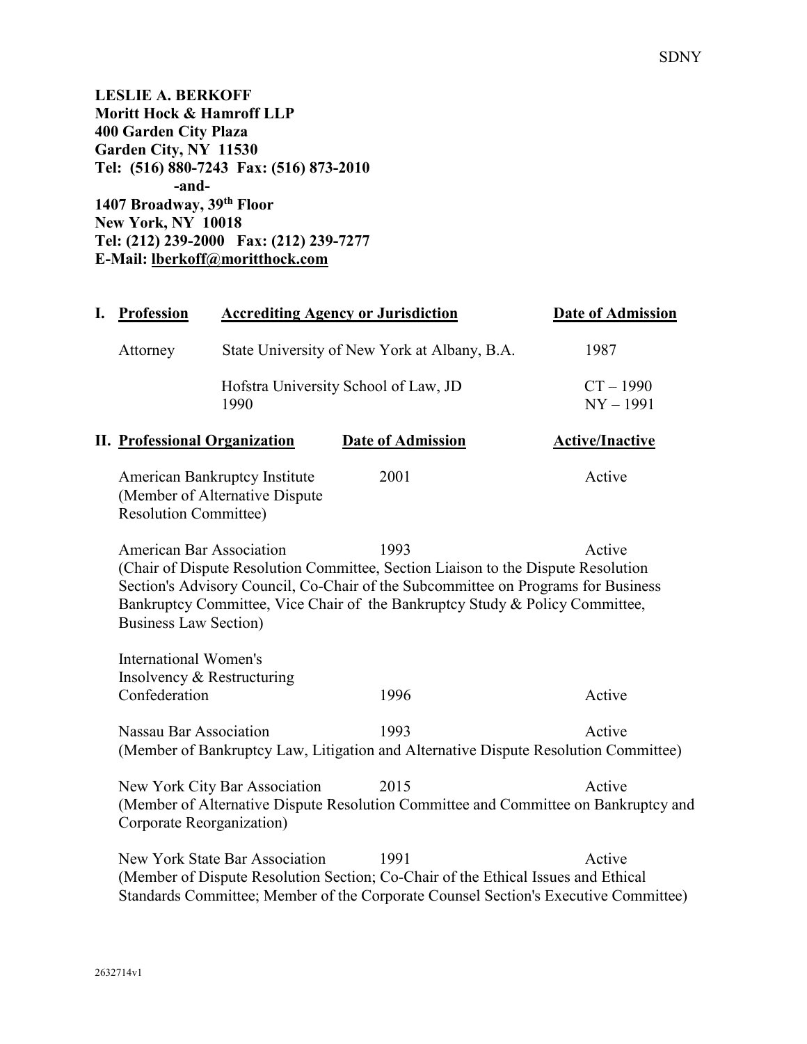SDNY

**LESLIE A. BERKOFF**
**Moritt Hock & Hamroff LLP**
**400 Garden City Plaza**
**Garden City, NY 11530**
**Tel: (516) 880-7243 Fax: (516) 873-2010**
**-and-**
**1407 Broadway, 39th Floor**
**New York, NY 10018**
**Tel: (212) 239-2000 Fax: (212) 239-7277**
**E-Mail: lberkoff@morittlhock.com**

| I. Profession | Accrediting Agency or Jurisdiction | Date of Admission |
|---|---|---|
| Attorney | State University of New York at Albany, B.A. | 1987 |
| | Hofstra University School of Law, JD 1990 | CT – 1990<br>NY – 1991 |

| II. Professional Organization | Date of Admission | Active/Inactive |
|---|---|---|
| American Bankruptcy Institute (Member of Alternative Dispute Resolution Committee) | 2001 | Active |
| American Bar Association (Chair of Dispute Resolution Committee, Section Liaison to the Dispute Resolution Section's Advisory Council, Co-Chair of the Subcommittee on Programs for Business Bankruptcy Committee, Vice Chair of the Bankruptcy Study & Policy Committee, Business Law Section) | 1993 | Active |
| International Women's Insolvency & Restructuring Confederation | 1996 | Active |
| Nassau Bar Association (Member of Bankruptcy Law, Litigation and Alternative Dispute Resolution Committee) | 1993 | Active |
| New York City Bar Association (Member of Alternative Dispute Resolution Committee and Committee on Bankruptcy and Corporate Reorganization) | 2015 | Active |
| New York State Bar Association (Member of Dispute Resolution Section; Co-Chair of the Ethical Issues and Ethical Standards Committee; Member of the Corporate Counsel Section's Executive Committee) | 1991 | Active |

2632714v1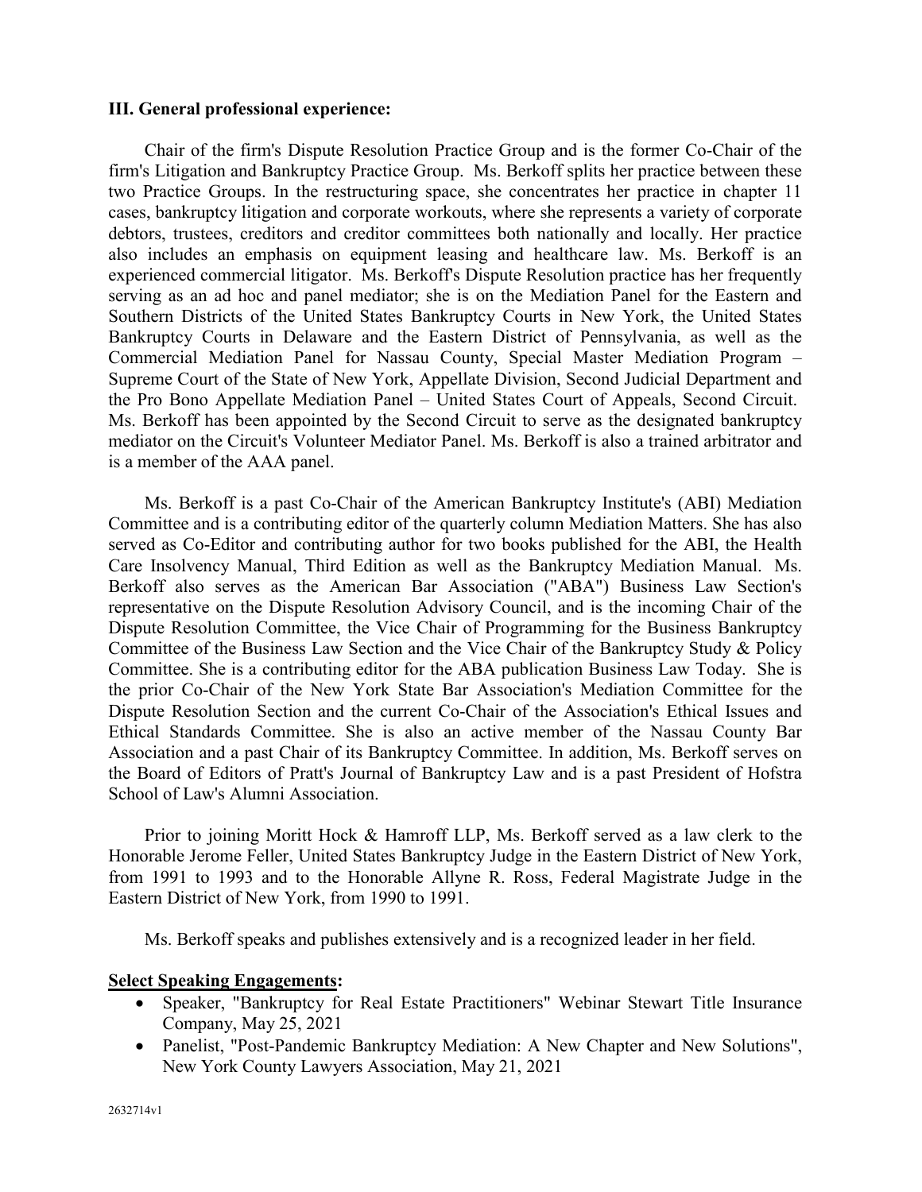### III. General professional experience:

Chair of the firm's Dispute Resolution Practice Group and is the former Co-Chair of the firm's Litigation and Bankruptcy Practice Group. Ms. Berkoff splits her practice between these two Practice Groups. In the restructuring space, she concentrates her practice in chapter 11 cases, bankruptcy litigation and corporate workouts, where she represents a variety of corporate debtors, trustees, creditors and creditor committees both nationally and locally. Her practice also includes an emphasis on equipment leasing and healthcare law. Ms. Berkoff is an experienced commercial litigator. Ms. Berkoff's Dispute Resolution practice has her frequently serving as an ad hoc and panel mediator; she is on the Mediation Panel for the Eastern and Southern Districts of the United States Bankruptcy Courts in New York, the United States Bankruptcy Courts in Delaware and the Eastern District of Pennsylvania, as well as the Commercial Mediation Panel for Nassau County, Special Master Mediation Program – Supreme Court of the State of New York, Appellate Division, Second Judicial Department and the Pro Bono Appellate Mediation Panel – United States Court of Appeals, Second Circuit. Ms. Berkoff has been appointed by the Second Circuit to serve as the designated bankruptcy mediator on the Circuit's Volunteer Mediator Panel. Ms. Berkoff is also a trained arbitrator and is a member of the AAA panel.

Ms. Berkoff is a past Co-Chair of the American Bankruptcy Institute's (ABI) Mediation Committee and is a contributing editor of the quarterly column Mediation Matters. She has also served as Co-Editor and contributing author for two books published for the ABI, the Health Care Insolvency Manual, Third Edition as well as the Bankruptcy Mediation Manual. Ms. Berkoff also serves as the American Bar Association ("ABA") Business Law Section's representative on the Dispute Resolution Advisory Council, and is the incoming Chair of the Dispute Resolution Committee, the Vice Chair of Programming for the Business Bankruptcy Committee of the Business Law Section and the Vice Chair of the Bankruptcy Study & Policy Committee. She is a contributing editor for the ABA publication Business Law Today. She is the prior Co-Chair of the New York State Bar Association's Mediation Committee for the Dispute Resolution Section and the current Co-Chair of the Association's Ethical Issues and Ethical Standards Committee. She is also an active member of the Nassau County Bar Association and a past Chair of its Bankruptcy Committee. In addition, Ms. Berkoff serves on the Board of Editors of Pratt's Journal of Bankruptcy Law and is a past President of Hofstra School of Law's Alumni Association.

Prior to joining Moritt Hock & Hamroff LLP, Ms. Berkoff served as a law clerk to the Honorable Jerome Feller, United States Bankruptcy Judge in the Eastern District of New York, from 1991 to 1993 and to the Honorable Allyne R. Ross, Federal Magistrate Judge in the Eastern District of New York, from 1990 to 1991.

Ms. Berkoff speaks and publishes extensively and is a recognized leader in her field.

**Select Speaking Engagements:**

- Speaker, "Bankruptcy for Real Estate Practitioners" Webinar Stewart Title Insurance Company, May 25, 2021
- Panelist, "Post-Pandemic Bankruptcy Mediation: A New Chapter and New Solutions", New York County Lawyers Association, May 21, 2021

2632714v1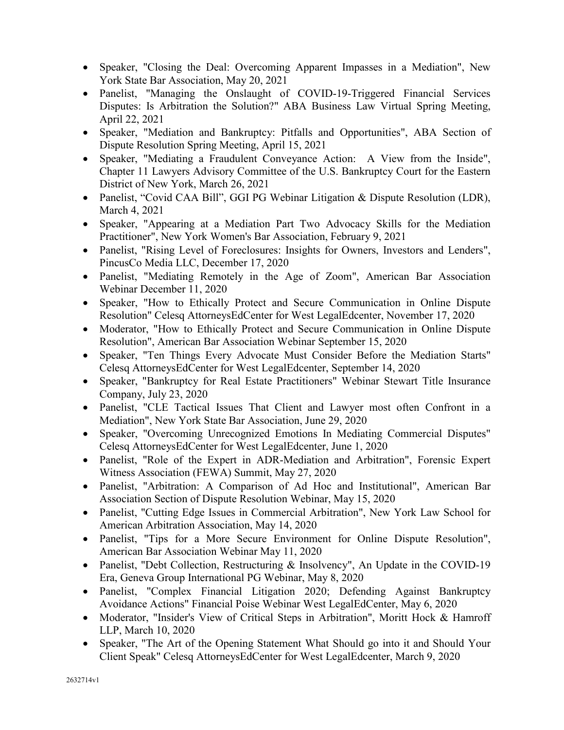- Speaker, "Closing the Deal: Overcoming Apparent Impasses in a Mediation", New York State Bar Association, May 20, 2021
- Panelist, "Managing the Onslaught of COVID-19-Triggered Financial Services Disputes: Is Arbitration the Solution?" ABA Business Law Virtual Spring Meeting, April 22, 2021
- Speaker, "Mediation and Bankruptcy: Pitfalls and Opportunities", ABA Section of Dispute Resolution Spring Meeting, April 15, 2021
- Speaker, "Mediating a Fraudulent Conveyance Action: A View from the Inside", Chapter 11 Lawyers Advisory Committee of the U.S. Bankruptcy Court for the Eastern District of New York, March 26, 2021
- Panelist, "Covid CAA Bill", GGI PG Webinar Litigation & Dispute Resolution (LDR), March 4, 2021
- Speaker, "Appearing at a Mediation Part Two Advocacy Skills for the Mediation Practitioner", New York Women's Bar Association, February 9, 2021
- Panelist, "Rising Level of Foreclosures: Insights for Owners, Investors and Lenders", PincusCo Media LLC, December 17, 2020
- Panelist, "Mediating Remotely in the Age of Zoom", American Bar Association Webinar December 11, 2020
- Speaker, "How to Ethically Protect and Secure Communication in Online Dispute Resolution" Celesq AttorneysEdCenter for West LegalEdcenter, November 17, 2020
- Moderator, "How to Ethically Protect and Secure Communication in Online Dispute Resolution", American Bar Association Webinar September 15, 2020
- Speaker, "Ten Things Every Advocate Must Consider Before the Mediation Starts" Celesq AttorneysEdCenter for West LegalEdcenter, September 14, 2020
- Speaker, "Bankruptcy for Real Estate Practitioners" Webinar Stewart Title Insurance Company, July 23, 2020
- Panelist, "CLE Tactical Issues That Client and Lawyer most often Confront in a Mediation", New York State Bar Association, June 29, 2020
- Speaker, "Overcoming Unrecognized Emotions In Mediating Commercial Disputes" Celesq AttorneysEdCenter for West LegalEdcenter, June 1, 2020
- Panelist, "Role of the Expert in ADR-Mediation and Arbitration", Forensic Expert Witness Association (FEWA) Summit, May 27, 2020
- Panelist, "Arbitration: A Comparison of Ad Hoc and Institutional", American Bar Association Section of Dispute Resolution Webinar, May 15, 2020
- Panelist, "Cutting Edge Issues in Commercial Arbitration", New York Law School for American Arbitration Association, May 14, 2020
- Panelist, "Tips for a More Secure Environment for Online Dispute Resolution", American Bar Association Webinar May 11, 2020
- Panelist, "Debt Collection, Restructuring & Insolvency", An Update in the COVID-19 Era, Geneva Group International PG Webinar, May 8, 2020
- Panelist, "Complex Financial Litigation 2020; Defending Against Bankruptcy Avoidance Actions" Financial Poise Webinar West LegalEdCenter, May 6, 2020
- Moderator, "Insider's View of Critical Steps in Arbitration", Moritt Hock & Hamroff LLP, March 10, 2020
- Speaker, "The Art of the Opening Statement What Should go into it and Should Your Client Speak" Celesq AttorneysEdCenter for West LegalEdcenter, March 9, 2020

2632714v1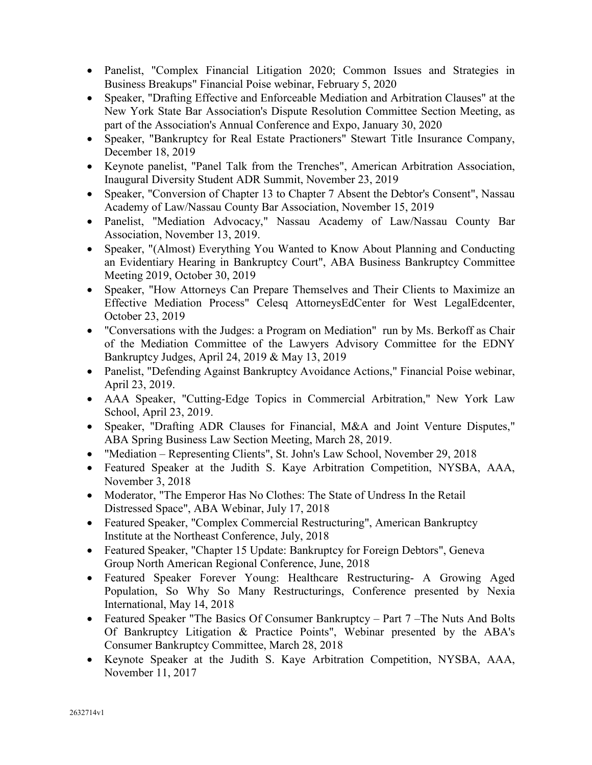- Panelist, "Complex Financial Litigation 2020; Common Issues and Strategies in Business Breakups" Financial Poise webinar, February 5, 2020
- Speaker, "Drafting Effective and Enforceable Mediation and Arbitration Clauses" at the New York State Bar Association's Dispute Resolution Committee Section Meeting, as part of the Association's Annual Conference and Expo, January 30, 2020
- Speaker, "Bankruptcy for Real Estate Practioners" Stewart Title Insurance Company, December 18, 2019
- Keynote panelist, "Panel Talk from the Trenches", American Arbitration Association, Inaugural Diversity Student ADR Summit, November 23, 2019
- Speaker, "Conversion of Chapter 13 to Chapter 7 Absent the Debtor's Consent", Nassau Academy of Law/Nassau County Bar Association, November 15, 2019
- Panelist, "Mediation Advocacy," Nassau Academy of Law/Nassau County Bar Association, November 13, 2019.
- Speaker, "(Almost) Everything You Wanted to Know About Planning and Conducting an Evidentiary Hearing in Bankruptcy Court", ABA Business Bankruptcy Committee Meeting 2019, October 30, 2019
- Speaker, "How Attorneys Can Prepare Themselves and Their Clients to Maximize an Effective Mediation Process" Celesq AttorneysEdCenter for West LegalEdcenter, October 23, 2019
- "Conversations with the Judges: a Program on Mediation" run by Ms. Berkoff as Chair of the Mediation Committee of the Lawyers Advisory Committee for the EDNY Bankruptcy Judges, April 24, 2019 & May 13, 2019
- Panelist, "Defending Against Bankruptcy Avoidance Actions," Financial Poise webinar, April 23, 2019.
- AAA Speaker, "Cutting-Edge Topics in Commercial Arbitration," New York Law School, April 23, 2019.
- Speaker, "Drafting ADR Clauses for Financial, M&A and Joint Venture Disputes," ABA Spring Business Law Section Meeting, March 28, 2019.
- "Mediation – Representing Clients", St. John's Law School, November 29, 2018
- Featured Speaker at the Judith S. Kaye Arbitration Competition, NYSBA, AAA, November 3, 2018
- Moderator, "The Emperor Has No Clothes: The State of Undress In the Retail Distressed Space", ABA Webinar, July 17, 2018
- Featured Speaker, "Complex Commercial Restructuring", American Bankruptcy Institute at the Northeast Conference, July, 2018
- Featured Speaker, "Chapter 15 Update: Bankruptcy for Foreign Debtors", Geneva Group North American Regional Conference, June, 2018
- Featured Speaker Forever Young: Healthcare Restructuring- A Growing Aged Population, So Why So Many Restructurings, Conference presented by Nexia International, May 14, 2018
- Featured Speaker "The Basics Of Consumer Bankruptcy – Part 7 –The Nuts And Bolts Of Bankruptcy Litigation & Practice Points", Webinar presented by the ABA's Consumer Bankruptcy Committee, March 28, 2018
- Keynote Speaker at the Judith S. Kaye Arbitration Competition, NYSBA, AAA, November 11, 2017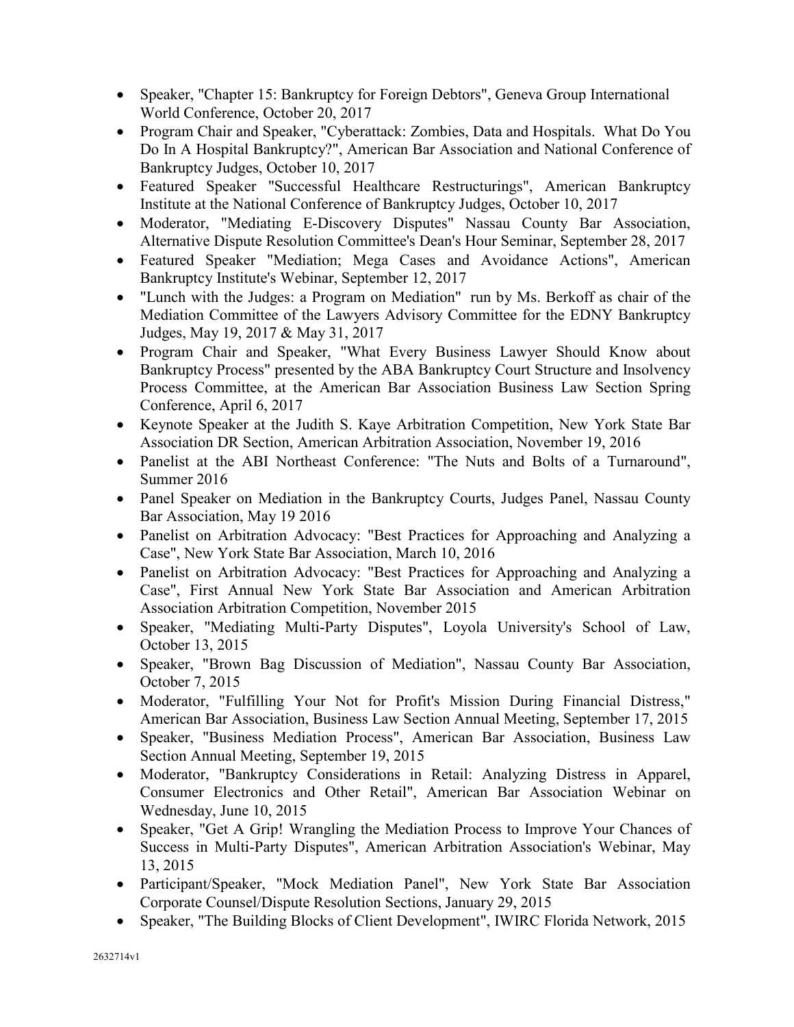- Speaker, "Chapter 15: Bankruptcy for Foreign Debtors", Geneva Group International World Conference, October 20, 2017
- Program Chair and Speaker, "Cyberattack: Zombies, Data and Hospitals. What Do You Do In A Hospital Bankruptcy?", American Bar Association and National Conference of Bankruptcy Judges, October 10, 2017
- Featured Speaker "Successful Healthcare Restructurings", American Bankruptcy Institute at the National Conference of Bankruptcy Judges, October 10, 2017
- Moderator, "Mediating E-Discovery Disputes" Nassau County Bar Association, Alternative Dispute Resolution Committee's Dean's Hour Seminar, September 28, 2017
- Featured Speaker "Mediation; Mega Cases and Avoidance Actions", American Bankruptcy Institute's Webinar, September 12, 2017
- "Lunch with the Judges: a Program on Mediation" run by Ms. Berkoff as chair of the Mediation Committee of the Lawyers Advisory Committee for the EDNY Bankruptcy Judges, May 19, 2017 & May 31, 2017
- Program Chair and Speaker, "What Every Business Lawyer Should Know about Bankruptcy Process" presented by the ABA Bankruptcy Court Structure and Insolvency Process Committee, at the American Bar Association Business Law Section Spring Conference, April 6, 2017
- Keynote Speaker at the Judith S. Kaye Arbitration Competition, New York State Bar Association DR Section, American Arbitration Association, November 19, 2016
- Panelist at the ABI Northeast Conference: "The Nuts and Bolts of a Turnaround", Summer 2016
- Panel Speaker on Mediation in the Bankruptcy Courts, Judges Panel, Nassau County Bar Association, May 19 2016
- Panelist on Arbitration Advocacy: "Best Practices for Approaching and Analyzing a Case", New York State Bar Association, March 10, 2016
- Panelist on Arbitration Advocacy: "Best Practices for Approaching and Analyzing a Case", First Annual New York State Bar Association and American Arbitration Association Arbitration Competition, November 2015
- Speaker, "Mediating Multi-Party Disputes", Loyola University's School of Law, October 13, 2015
- Speaker, "Brown Bag Discussion of Mediation", Nassau County Bar Association, October 7, 2015
- Moderator, "Fulfilling Your Not for Profit's Mission During Financial Distress," American Bar Association, Business Law Section Annual Meeting, September 17, 2015
- Speaker, "Business Mediation Process", American Bar Association, Business Law Section Annual Meeting, September 19, 2015
- Moderator, "Bankruptcy Considerations in Retail: Analyzing Distress in Apparel, Consumer Electronics and Other Retail", American Bar Association Webinar on Wednesday, June 10, 2015
- Speaker, "Get A Grip! Wrangling the Mediation Process to Improve Your Chances of Success in Multi-Party Disputes", American Arbitration Association's Webinar, May 13, 2015
- Participant/Speaker, "Mock Mediation Panel", New York State Bar Association Corporate Counsel/Dispute Resolution Sections, January 29, 2015
- Speaker, "The Building Blocks of Client Development", IWIRC Florida Network, 2015

2632714v1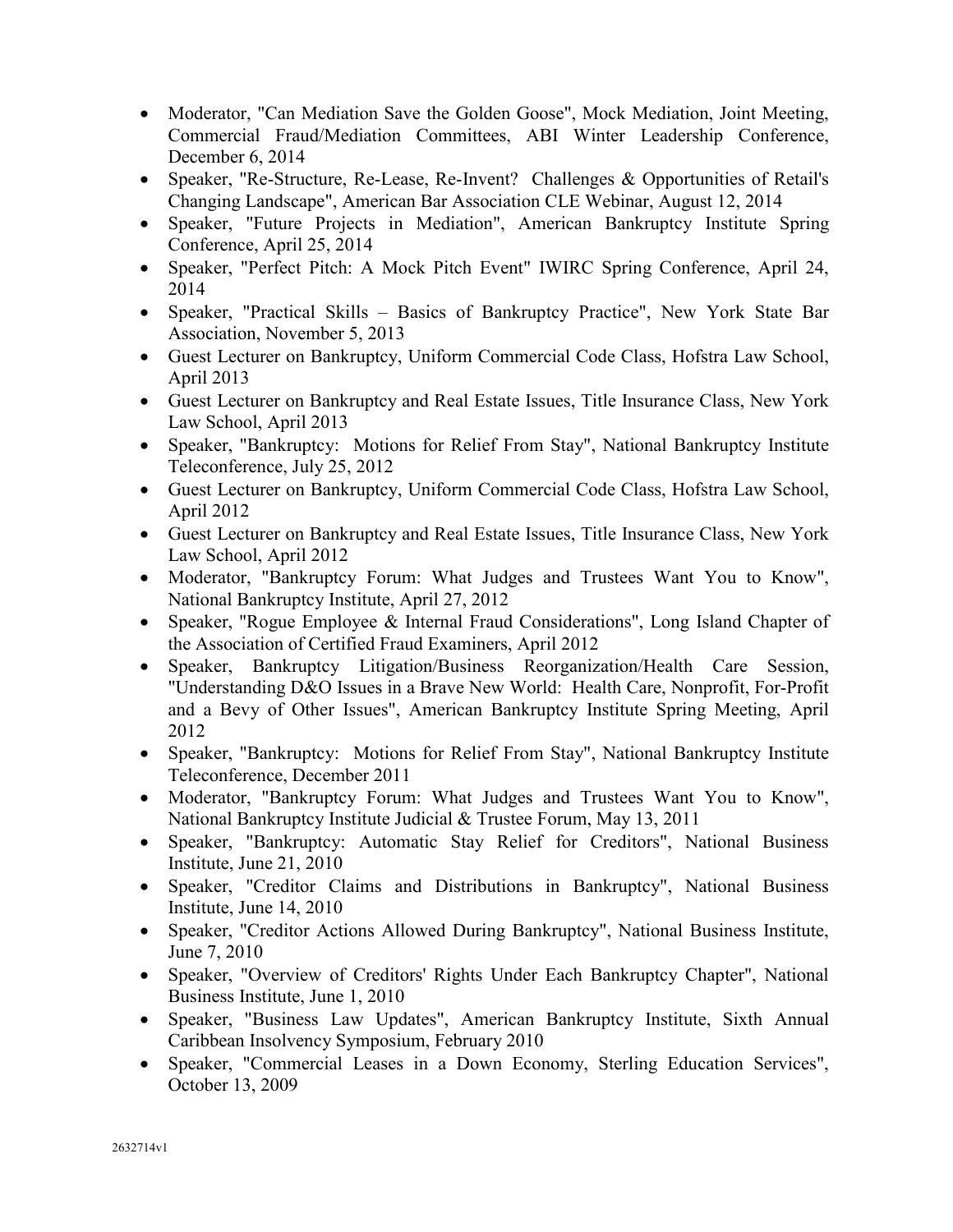- Moderator, "Can Mediation Save the Golden Goose", Mock Mediation, Joint Meeting, Commercial Fraud/Mediation Committees, ABI Winter Leadership Conference, December 6, 2014
- Speaker, "Re-Structure, Re-Lease, Re-Invent? Challenges & Opportunities of Retail's Changing Landscape", American Bar Association CLE Webinar, August 12, 2014
- Speaker, "Future Projects in Mediation", American Bankruptcy Institute Spring Conference, April 25, 2014
- Speaker, "Perfect Pitch: A Mock Pitch Event" IWIRC Spring Conference, April 24, 2014
- Speaker, "Practical Skills – Basics of Bankruptcy Practice", New York State Bar Association, November 5, 2013
- Guest Lecturer on Bankruptcy, Uniform Commercial Code Class, Hofstra Law School, April 2013
- Guest Lecturer on Bankruptcy and Real Estate Issues, Title Insurance Class, New York Law School, April 2013
- Speaker, "Bankruptcy: Motions for Relief From Stay", National Bankruptcy Institute Teleconference, July 25, 2012
- Guest Lecturer on Bankruptcy, Uniform Commercial Code Class, Hofstra Law School, April 2012
- Guest Lecturer on Bankruptcy and Real Estate Issues, Title Insurance Class, New York Law School, April 2012
- Moderator, "Bankruptcy Forum: What Judges and Trustees Want You to Know", National Bankruptcy Institute, April 27, 2012
- Speaker, "Rogue Employee & Internal Fraud Considerations", Long Island Chapter of the Association of Certified Fraud Examiners, April 2012
- Speaker, Bankruptcy Litigation/Business Reorganization/Health Care Session, "Understanding D&O Issues in a Brave New World: Health Care, Nonprofit, For-Profit and a Bevy of Other Issues", American Bankruptcy Institute Spring Meeting, April 2012
- Speaker, "Bankruptcy: Motions for Relief From Stay", National Bankruptcy Institute Teleconference, December 2011
- Moderator, "Bankruptcy Forum: What Judges and Trustees Want You to Know", National Bankruptcy Institute Judicial & Trustee Forum, May 13, 2011
- Speaker, "Bankruptcy: Automatic Stay Relief for Creditors", National Business Institute, June 21, 2010
- Speaker, "Creditor Claims and Distributions in Bankruptcy", National Business Institute, June 14, 2010
- Speaker, "Creditor Actions Allowed During Bankruptcy", National Business Institute, June 7, 2010
- Speaker, "Overview of Creditors' Rights Under Each Bankruptcy Chapter", National Business Institute, June 1, 2010
- Speaker, "Business Law Updates", American Bankruptcy Institute, Sixth Annual Caribbean Insolvency Symposium, February 2010
- Speaker, "Commercial Leases in a Down Economy, Sterling Education Services", October 13, 2009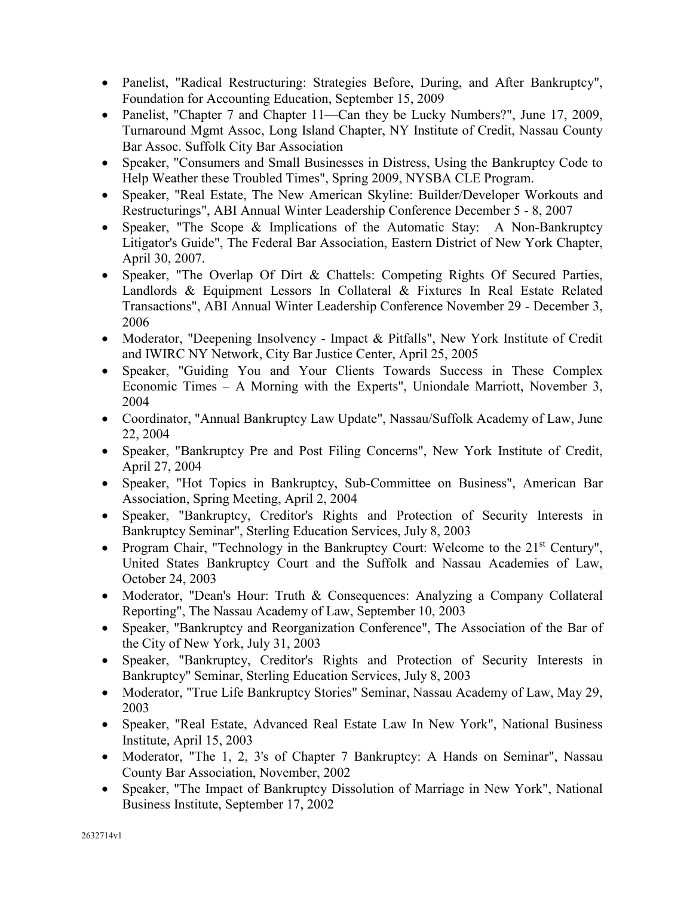- Panelist, "Radical Restructuring: Strategies Before, During, and After Bankruptcy", Foundation for Accounting Education, September 15, 2009
- Panelist, "Chapter 7 and Chapter 11—Can they be Lucky Numbers?", June 17, 2009, Turnaround Mgmt Assoc, Long Island Chapter, NY Institute of Credit, Nassau County Bar Assoc. Suffolk City Bar Association
- Speaker, "Consumers and Small Businesses in Distress, Using the Bankruptcy Code to Help Weather these Troubled Times", Spring 2009, NYSBA CLE Program.
- Speaker, "Real Estate, The New American Skyline: Builder/Developer Workouts and Restructurings", ABI Annual Winter Leadership Conference December 5 - 8, 2007
- Speaker, "The Scope & Implications of the Automatic Stay: A Non-Bankruptcy Litigator's Guide", The Federal Bar Association, Eastern District of New York Chapter, April 30, 2007.
- Speaker, "The Overlap Of Dirt & Chattels: Competing Rights Of Secured Parties, Landlords & Equipment Lessors In Collateral & Fixtures In Real Estate Related Transactions", ABI Annual Winter Leadership Conference November 29 - December 3, 2006
- Moderator, "Deepening Insolvency - Impact & Pitfalls", New York Institute of Credit and IWIRC NY Network, City Bar Justice Center, April 25, 2005
- Speaker, "Guiding You and Your Clients Towards Success in These Complex Economic Times – A Morning with the Experts", Uniondale Marriott, November 3, 2004
- Coordinator, "Annual Bankruptcy Law Update", Nassau/Suffolk Academy of Law, June 22, 2004
- Speaker, "Bankruptcy Pre and Post Filing Concerns", New York Institute of Credit, April 27, 2004
- Speaker, "Hot Topics in Bankruptcy, Sub-Committee on Business", American Bar Association, Spring Meeting, April 2, 2004
- Speaker, "Bankruptcy, Creditor's Rights and Protection of Security Interests in Bankruptcy Seminar", Sterling Education Services, July 8, 2003
- Program Chair, "Technology in the Bankruptcy Court: Welcome to the 21st Century", United States Bankruptcy Court and the Suffolk and Nassau Academies of Law, October 24, 2003
- Moderator, "Dean's Hour: Truth & Consequences: Analyzing a Company Collateral Reporting", The Nassau Academy of Law, September 10, 2003
- Speaker, "Bankruptcy and Reorganization Conference", The Association of the Bar of the City of New York, July 31, 2003
- Speaker, "Bankruptcy, Creditor's Rights and Protection of Security Interests in Bankruptcy" Seminar, Sterling Education Services, July 8, 2003
- Moderator, "True Life Bankruptcy Stories" Seminar, Nassau Academy of Law, May 29, 2003
- Speaker, "Real Estate, Advanced Real Estate Law In New York", National Business Institute, April 15, 2003
- Moderator, "The 1, 2, 3's of Chapter 7 Bankruptcy: A Hands on Seminar", Nassau County Bar Association, November, 2002
- Speaker, "The Impact of Bankruptcy Dissolution of Marriage in New York", National Business Institute, September 17, 2002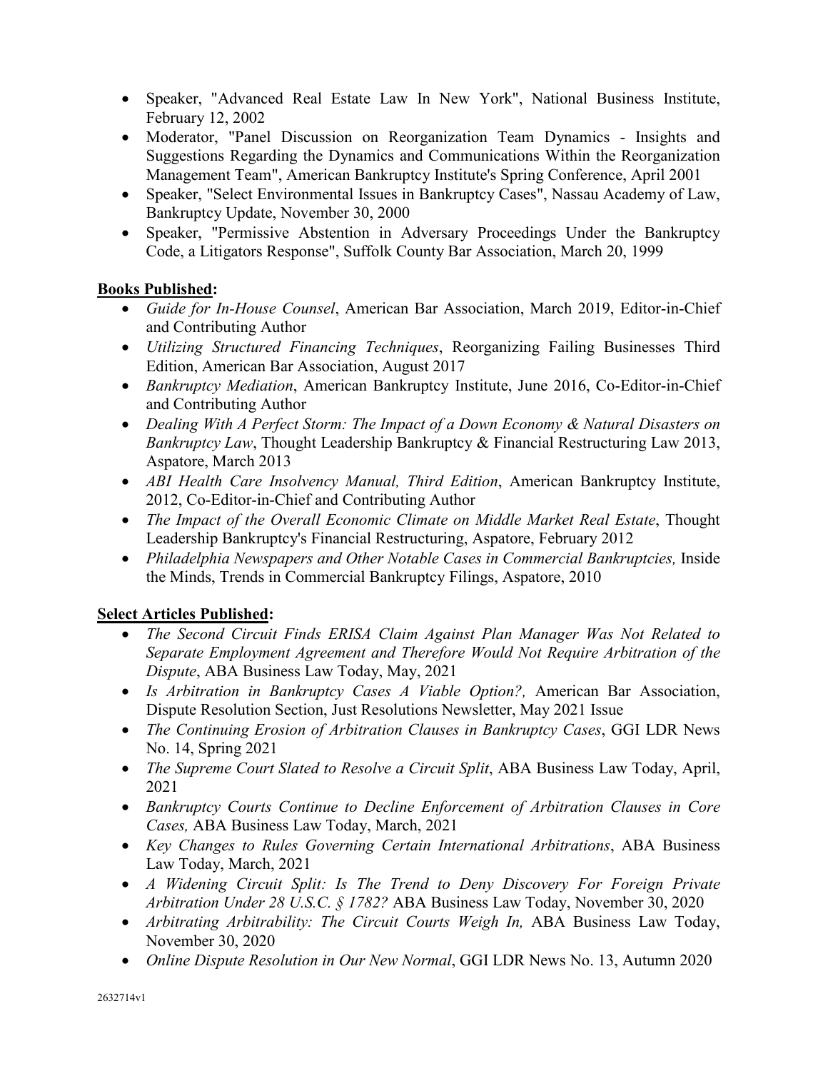- Speaker, "Advanced Real Estate Law In New York", National Business Institute, February 12, 2002
- Moderator, "Panel Discussion on Reorganization Team Dynamics - Insights and Suggestions Regarding the Dynamics and Communications Within the Reorganization Management Team", American Bankruptcy Institute's Spring Conference, April 2001
- Speaker, "Select Environmental Issues in Bankruptcy Cases", Nassau Academy of Law, Bankruptcy Update, November 30, 2000
- Speaker, "Permissive Abstention in Adversary Proceedings Under the Bankruptcy Code, a Litigators Response", Suffolk County Bar Association, March 20, 1999

**Books Published:**

- *Guide for In-House Counsel*, American Bar Association, March 2019, Editor-in-Chief and Contributing Author
- *Utilizing Structured Financing Techniques*, Reorganizing Failing Businesses Third Edition, American Bar Association, August 2017
- *Bankruptcy Mediation*, American Bankruptcy Institute, June 2016, Co-Editor-in-Chief and Contributing Author
- *Dealing With A Perfect Storm: The Impact of a Down Economy & Natural Disasters on Bankruptcy Law*, Thought Leadership Bankruptcy & Financial Restructuring Law 2013, Aspatore, March 2013
- *ABI Health Care Insolvency Manual, Third Edition*, American Bankruptcy Institute, 2012, Co-Editor-in-Chief and Contributing Author
- *The Impact of the Overall Economic Climate on Middle Market Real Estate*, Thought Leadership Bankruptcy's Financial Restructuring, Aspatore, February 2012
- *Philadelphia Newspapers and Other Notable Cases in Commercial Bankruptcies,* Inside the Minds, Trends in Commercial Bankruptcy Filings, Aspatore, 2010

**Select Articles Published:**

- *The Second Circuit Finds ERISA Claim Against Plan Manager Was Not Related to Separate Employment Agreement and Therefore Would Not Require Arbitration of the Dispute*, ABA Business Law Today, May, 2021
- *Is Arbitration in Bankruptcy Cases A Viable Option?,* American Bar Association, Dispute Resolution Section, Just Resolutions Newsletter, May 2021 Issue
- *The Continuing Erosion of Arbitration Clauses in Bankruptcy Cases*, GGI LDR News No. 14, Spring 2021
- *The Supreme Court Slated to Resolve a Circuit Split*, ABA Business Law Today, April, 2021
- *Bankruptcy Courts Continue to Decline Enforcement of Arbitration Clauses in Core Cases,* ABA Business Law Today, March, 2021
- *Key Changes to Rules Governing Certain International Arbitrations*, ABA Business Law Today, March, 2021
- *A Widening Circuit Split: Is The Trend to Deny Discovery For Foreign Private Arbitration Under 28 U.S.C. § 1782?* ABA Business Law Today, November 30, 2020
- *Arbitrating Arbitrability: The Circuit Courts Weigh In,* ABA Business Law Today, November 30, 2020
- *Online Dispute Resolution in Our New Normal*, GGI LDR News No. 13, Autumn 2020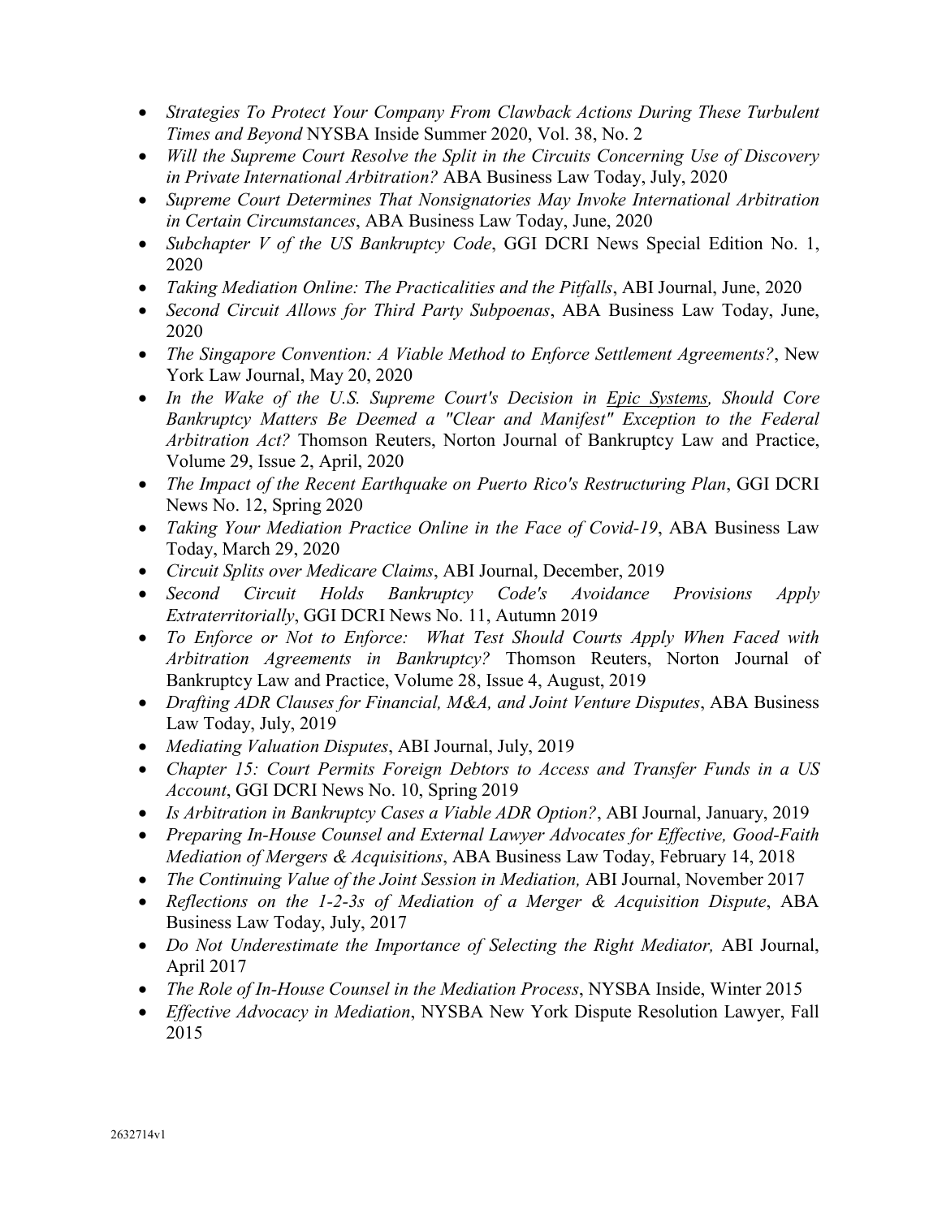- *Strategies To Protect Your Company From Clawback Actions During These Turbulent Times and Beyond* NYSBA Inside Summer 2020, Vol. 38, No. 2
- *Will the Supreme Court Resolve the Split in the Circuits Concerning Use of Discovery in Private International Arbitration?* ABA Business Law Today, July, 2020
- *Supreme Court Determines That Nonsignatories May Invoke International Arbitration in Certain Circumstances*, ABA Business Law Today, June, 2020
- *Subchapter V of the US Bankruptcy Code*, GGI DCRI News Special Edition No. 1, 2020
- *Taking Mediation Online: The Practicalities and the Pitfalls*, ABI Journal, June, 2020
- *Second Circuit Allows for Third Party Subpoenas*, ABA Business Law Today, June, 2020
- *The Singapore Convention: A Viable Method to Enforce Settlement Agreements?*, New York Law Journal, May 20, 2020
- *In the Wake of the U.S. Supreme Court's Decision in Epic Systems, Should Core Bankruptcy Matters Be Deemed a "Clear and Manifest" Exception to the Federal Arbitration Act?* Thomson Reuters, Norton Journal of Bankruptcy Law and Practice, Volume 29, Issue 2, April, 2020
- *The Impact of the Recent Earthquake on Puerto Rico's Restructuring Plan*, GGI DCRI News No. 12, Spring 2020
- *Taking Your Mediation Practice Online in the Face of Covid-19*, ABA Business Law Today, March 29, 2020
- *Circuit Splits over Medicare Claims*, ABI Journal, December, 2019
- *Second Circuit Holds Bankruptcy Code's Avoidance Provisions Apply Extraterritorially*, GGI DCRI News No. 11, Autumn 2019
- *To Enforce or Not to Enforce: What Test Should Courts Apply When Faced with Arbitration Agreements in Bankruptcy?* Thomson Reuters, Norton Journal of Bankruptcy Law and Practice, Volume 28, Issue 4, August, 2019
- *Drafting ADR Clauses for Financial, M&A, and Joint Venture Disputes*, ABA Business Law Today, July, 2019
- *Mediating Valuation Disputes*, ABI Journal, July, 2019
- *Chapter 15: Court Permits Foreign Debtors to Access and Transfer Funds in a US Account*, GGI DCRI News No. 10, Spring 2019
- *Is Arbitration in Bankruptcy Cases a Viable ADR Option?*, ABI Journal, January, 2019
- *Preparing In-House Counsel and External Lawyer Advocates for Effective, Good-Faith Mediation of Mergers & Acquisitions*, ABA Business Law Today, February 14, 2018
- *The Continuing Value of the Joint Session in Mediation,* ABI Journal, November 2017
- *Reflections on the 1-2-3s of Mediation of a Merger & Acquisition Dispute*, ABA Business Law Today, July, 2017
- *Do Not Underestimate the Importance of Selecting the Right Mediator,* ABI Journal, April 2017
- *The Role of In-House Counsel in the Mediation Process*, NYSBA Inside, Winter 2015
- *Effective Advocacy in Mediation*, NYSBA New York Dispute Resolution Lawyer, Fall 2015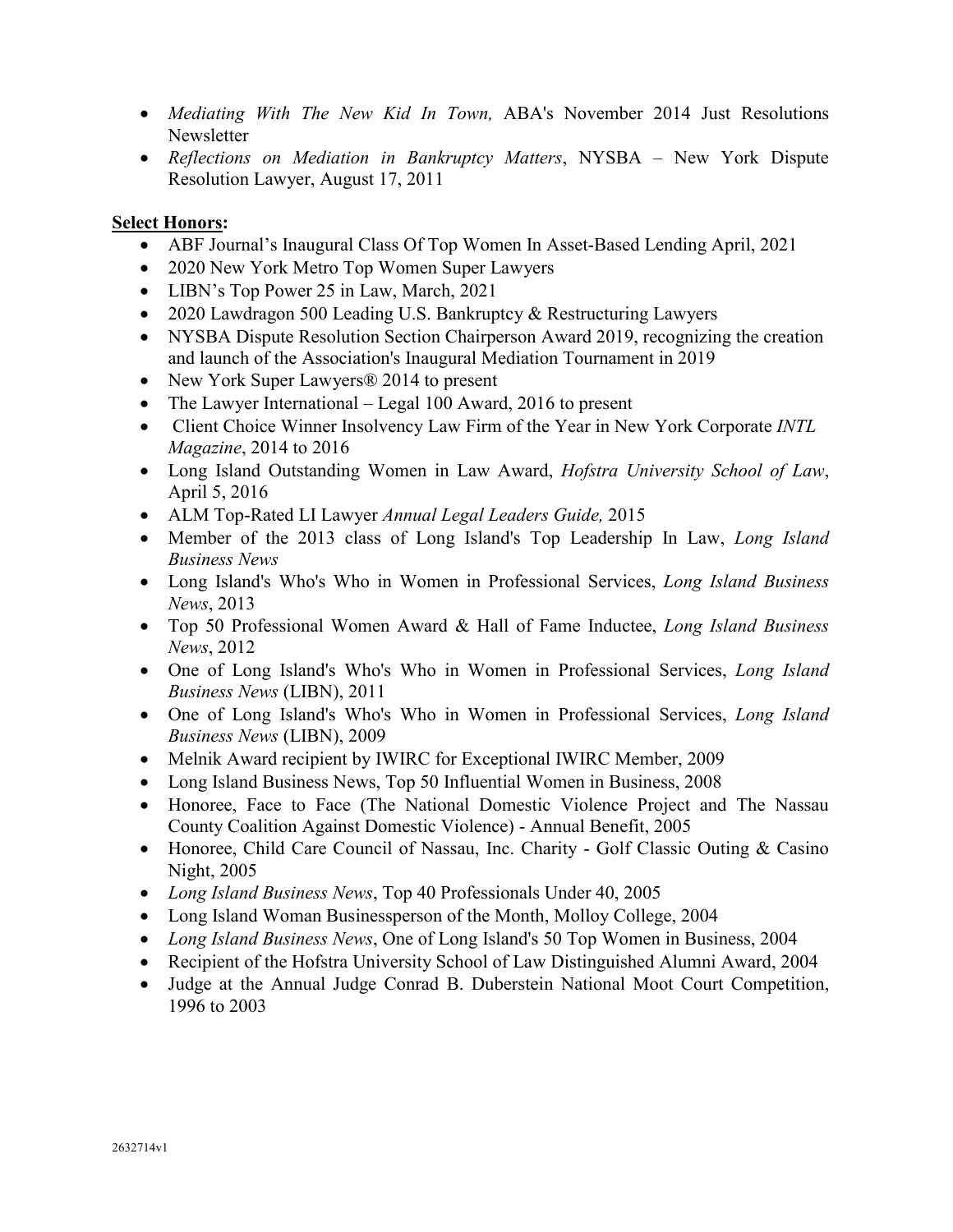- *Mediating With The New Kid In Town,* ABA's November 2014 Just Resolutions Newsletter
- *Reflections on Mediation in Bankruptcy Matters*, NYSBA – New York Dispute Resolution Lawyer, August 17, 2011

**Select Honors:**

- ABF Journal's Inaugural Class Of Top Women In Asset-Based Lending April, 2021
- 2020 New York Metro Top Women Super Lawyers
- LIBN's Top Power 25 in Law, March, 2021
- 2020 Lawdragon 500 Leading U.S. Bankruptcy & Restructuring Lawyers
- NYSBA Dispute Resolution Section Chairperson Award 2019, recognizing the creation and launch of the Association's Inaugural Mediation Tournament in 2019
- New York Super Lawyers® 2014 to present
- The Lawyer International – Legal 100 Award, 2016 to present
- Client Choice Winner Insolvency Law Firm of the Year in New York Corporate *INTL Magazine*, 2014 to 2016
- Long Island Outstanding Women in Law Award, *Hofstra University School of Law*, April 5, 2016
- ALM Top-Rated LI Lawyer *Annual Legal Leaders Guide,* 2015
- Member of the 2013 class of Long Island's Top Leadership In Law, *Long Island Business News*
- Long Island's Who's Who in Women in Professional Services, *Long Island Business News*, 2013
- Top 50 Professional Women Award & Hall of Fame Inductee, *Long Island Business News*, 2012
- One of Long Island's Who's Who in Women in Professional Services, *Long Island Business News* (LIBN), 2011
- One of Long Island's Who's Who in Women in Professional Services, *Long Island Business News* (LIBN), 2009
- Melnik Award recipient by IWIRC for Exceptional IWIRC Member, 2009
- Long Island Business News, Top 50 Influential Women in Business, 2008
- Honoree, Face to Face (The National Domestic Violence Project and The Nassau County Coalition Against Domestic Violence) - Annual Benefit, 2005
- Honoree, Child Care Council of Nassau, Inc. Charity - Golf Classic Outing & Casino Night, 2005
- *Long Island Business News*, Top 40 Professionals Under 40, 2005
- Long Island Woman Businessperson of the Month, Molloy College, 2004
- *Long Island Business News*, One of Long Island's 50 Top Women in Business, 2004
- Recipient of the Hofstra University School of Law Distinguished Alumni Award, 2004
- Judge at the Annual Judge Conrad B. Duberstein National Moot Court Competition, 1996 to 2003

2632714v1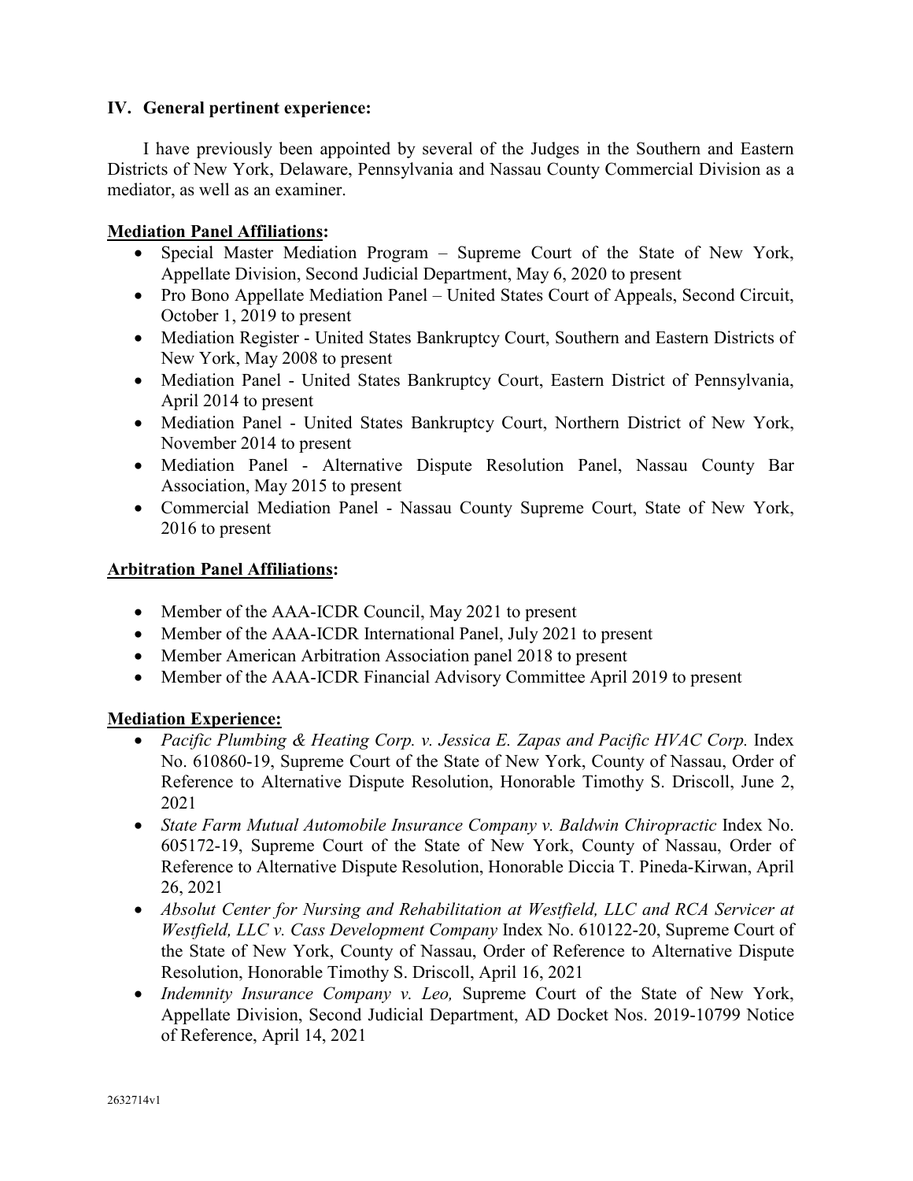## IV. General pertinent experience:

I have previously been appointed by several of the Judges in the Southern and Eastern Districts of New York, Delaware, Pennsylvania and Nassau County Commercial Division as a mediator, as well as an examiner.

**Mediation Panel Affiliations:**

- Special Master Mediation Program – Supreme Court of the State of New York, Appellate Division, Second Judicial Department, May 6, 2020 to present
- Pro Bono Appellate Mediation Panel – United States Court of Appeals, Second Circuit, October 1, 2019 to present
- Mediation Register - United States Bankruptcy Court, Southern and Eastern Districts of New York, May 2008 to present
- Mediation Panel - United States Bankruptcy Court, Eastern District of Pennsylvania, April 2014 to present
- Mediation Panel - United States Bankruptcy Court, Northern District of New York, November 2014 to present
- Mediation Panel - Alternative Dispute Resolution Panel, Nassau County Bar Association, May 2015 to present
- Commercial Mediation Panel - Nassau County Supreme Court, State of New York, 2016 to present

**Arbitration Panel Affiliations:**

- Member of the AAA-ICDR Council, May 2021 to present
- Member of the AAA-ICDR International Panel, July 2021 to present
- Member American Arbitration Association panel 2018 to present
- Member of the AAA-ICDR Financial Advisory Committee April 2019 to present

**Mediation Experience:**

- *Pacific Plumbing & Heating Corp. v. Jessica E. Zapas and Pacific HVAC Corp.* Index No. 610860-19, Supreme Court of the State of New York, County of Nassau, Order of Reference to Alternative Dispute Resolution, Honorable Timothy S. Driscoll, June 2, 2021
- *State Farm Mutual Automobile Insurance Company v. Baldwin Chiropractic* Index No. 605172-19, Supreme Court of the State of New York, County of Nassau, Order of Reference to Alternative Dispute Resolution, Honorable Diccia T. Pineda-Kirwan, April 26, 2021
- *Absolut Center for Nursing and Rehabilitation at Westfield, LLC and RCA Servicer at Westfield, LLC v. Cass Development Company* Index No. 610122-20, Supreme Court of the State of New York, County of Nassau, Order of Reference to Alternative Dispute Resolution, Honorable Timothy S. Driscoll, April 16, 2021
- *Indemnity Insurance Company v. Leo,* Supreme Court of the State of New York, Appellate Division, Second Judicial Department, AD Docket Nos. 2019-10799 Notice of Reference, April 14, 2021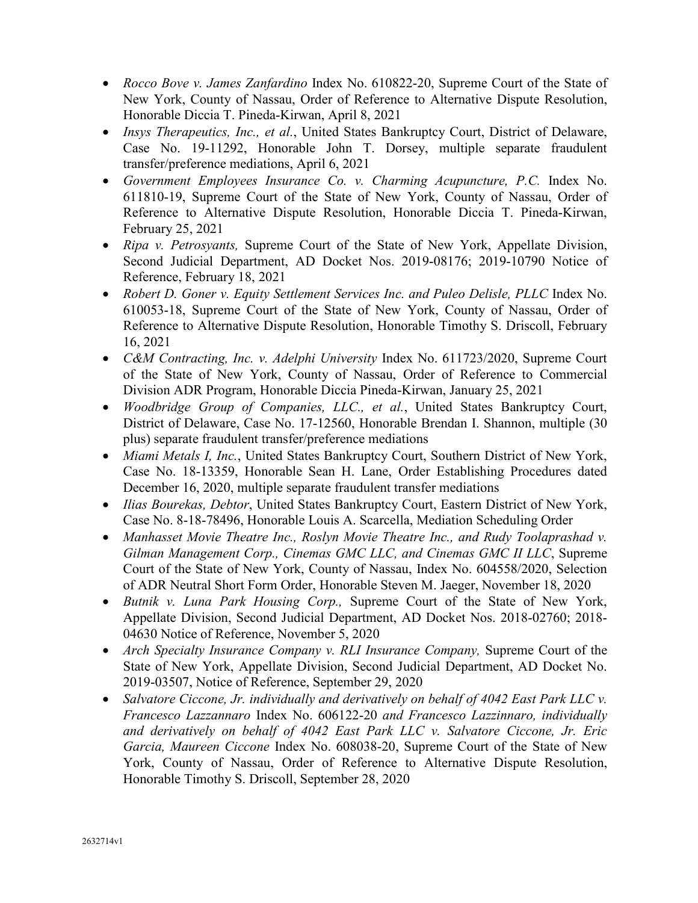- *Rocco Bove v. James Zanfardino* Index No. 610822-20, Supreme Court of the State of New York, County of Nassau, Order of Reference to Alternative Dispute Resolution, Honorable Diccia T. Pineda-Kirwan, April 8, 2021
- *Insys Therapeutics, Inc., et al.*, United States Bankruptcy Court, District of Delaware, Case No. 19-11292, Honorable John T. Dorsey, multiple separate fraudulent transfer/preference mediations, April 6, 2021
- *Government Employees Insurance Co. v. Charming Acupuncture, P.C.* Index No. 611810-19, Supreme Court of the State of New York, County of Nassau, Order of Reference to Alternative Dispute Resolution, Honorable Diccia T. Pineda-Kirwan, February 25, 2021
- *Ripa v. Petrosyants,* Supreme Court of the State of New York, Appellate Division, Second Judicial Department, AD Docket Nos. 2019-08176; 2019-10790 Notice of Reference, February 18, 2021
- *Robert D. Goner v. Equity Settlement Services Inc. and Puleo Delisle, PLLC* Index No. 610053-18, Supreme Court of the State of New York, County of Nassau, Order of Reference to Alternative Dispute Resolution, Honorable Timothy S. Driscoll, February 16, 2021
- *C&M Contracting, Inc. v. Adelphi University* Index No. 611723/2020, Supreme Court of the State of New York, County of Nassau, Order of Reference to Commercial Division ADR Program, Honorable Diccia Pineda-Kirwan, January 25, 2021
- *Woodbridge Group of Companies, LLC., et al.*, United States Bankruptcy Court, District of Delaware, Case No. 17-12560, Honorable Brendan I. Shannon, multiple (30 plus) separate fraudulent transfer/preference mediations
- *Miami Metals I, Inc.*, United States Bankruptcy Court, Southern District of New York, Case No. 18-13359, Honorable Sean H. Lane, Order Establishing Procedures dated December 16, 2020, multiple separate fraudulent transfer mediations
- *Ilias Bourekas, Debtor*, United States Bankruptcy Court, Eastern District of New York, Case No. 8-18-78496, Honorable Louis A. Scarcella, Mediation Scheduling Order
- *Manhasset Movie Theatre Inc., Roslyn Movie Theatre Inc., and Rudy Toolaprashad v. Gilman Management Corp., Cinemas GMC LLC, and Cinemas GMC II LLC*, Supreme Court of the State of New York, County of Nassau, Index No. 604558/2020, Selection of ADR Neutral Short Form Order, Honorable Steven M. Jaeger, November 18, 2020
- *Butnik v. Luna Park Housing Corp.,* Supreme Court of the State of New York, Appellate Division, Second Judicial Department, AD Docket Nos. 2018-02760; 2018-04630 Notice of Reference, November 5, 2020
- *Arch Specialty Insurance Company v. RLI Insurance Company,* Supreme Court of the State of New York, Appellate Division, Second Judicial Department, AD Docket No. 2019-03507, Notice of Reference, September 29, 2020
- *Salvatore Ciccone, Jr. individually and derivatively on behalf of 4042 East Park LLC v. Francesco Lazzannaro* Index No. 606122-20 *and Francesco Lazzinnaro, individually and derivatively on behalf of 4042 East Park LLC v. Salvatore Ciccone, Jr. Eric Garcia, Maureen Ciccone* Index No. 608038-20, Supreme Court of the State of New York, County of Nassau, Order of Reference to Alternative Dispute Resolution, Honorable Timothy S. Driscoll, September 28, 2020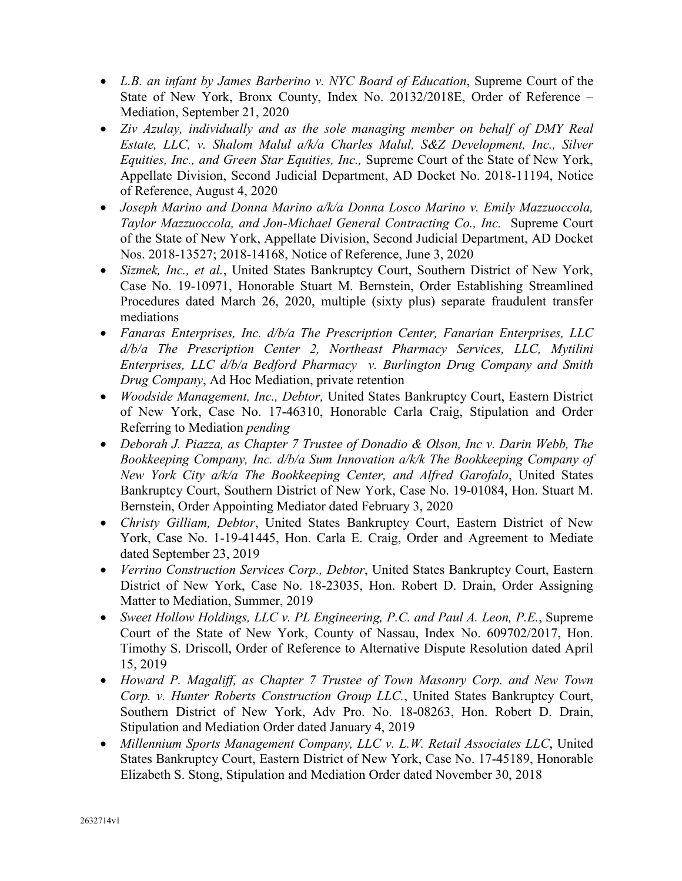- *L.B. an infant by James Barberino v. NYC Board of Education*, Supreme Court of the State of New York, Bronx County, Index No. 20132/2018E, Order of Reference – Mediation, September 21, 2020
- *Ziv Azulay, individually and as the sole managing member on behalf of DMY Real Estate, LLC, v. Shalom Malul a/k/a Charles Malul, S&Z Development, Inc., Silver Equities, Inc., and Green Star Equities, Inc.,* Supreme Court of the State of New York, Appellate Division, Second Judicial Department, AD Docket No. 2018-11194, Notice of Reference, August 4, 2020
- *Joseph Marino and Donna Marino a/k/a Donna Losco Marino v. Emily Mazzuoccola, Taylor Mazzuoccola, and Jon-Michael General Contracting Co., Inc.* Supreme Court of the State of New York, Appellate Division, Second Judicial Department, AD Docket Nos. 2018-13527; 2018-14168, Notice of Reference, June 3, 2020
- *Sizmek, Inc., et al.*, United States Bankruptcy Court, Southern District of New York, Case No. 19-10971, Honorable Stuart M. Bernstein, Order Establishing Streamlined Procedures dated March 26, 2020, multiple (sixty plus) separate fraudulent transfer mediations
- *Fanaras Enterprises, Inc. d/b/a The Prescription Center, Fanarian Enterprises, LLC d/b/a The Prescription Center 2, Northeast Pharmacy Services, LLC, Mytilini Enterprises, LLC d/b/a Bedford Pharmacy v. Burlington Drug Company and Smith Drug Company*, Ad Hoc Mediation, private retention
- *Woodside Management, Inc., Debtor,* United States Bankruptcy Court, Eastern District of New York, Case No. 17-46310, Honorable Carla Craig, Stipulation and Order Referring to Mediation *pending*
- *Deborah J. Piazza, as Chapter 7 Trustee of Donadio & Olson, Inc v. Darin Webb, The Bookkeeping Company, Inc. d/b/a Sum Innovation a/k/k The Bookkeeping Company of New York City a/k/a The Bookkeeping Center, and Alfred Garofalo*, United States Bankruptcy Court, Southern District of New York, Case No. 19-01084, Hon. Stuart M. Bernstein, Order Appointing Mediator dated February 3, 2020
- *Christy Gilliam, Debtor*, United States Bankruptcy Court, Eastern District of New York, Case No. 1-19-41445, Hon. Carla E. Craig, Order and Agreement to Mediate dated September 23, 2019
- *Verrino Construction Services Corp., Debtor*, United States Bankruptcy Court, Eastern District of New York, Case No. 18-23035, Hon. Robert D. Drain, Order Assigning Matter to Mediation, Summer, 2019
- *Sweet Hollow Holdings, LLC v. PL Engineering, P.C. and Paul A. Leon, P.E.*, Supreme Court of the State of New York, County of Nassau, Index No. 609702/2017, Hon. Timothy S. Driscoll, Order of Reference to Alternative Dispute Resolution dated April 15, 2019
- *Howard P. Magaliff, as Chapter 7 Trustee of Town Masonry Corp. and New Town Corp. v. Hunter Roberts Construction Group LLC.*, United States Bankruptcy Court, Southern District of New York, Adv Pro. No. 18-08263, Hon. Robert D. Drain, Stipulation and Mediation Order dated January 4, 2019
- *Millennium Sports Management Company, LLC v. L.W. Retail Associates LLC*, United States Bankruptcy Court, Eastern District of New York, Case No. 17-45189, Honorable Elizabeth S. Stong, Stipulation and Mediation Order dated November 30, 2018

2632714v1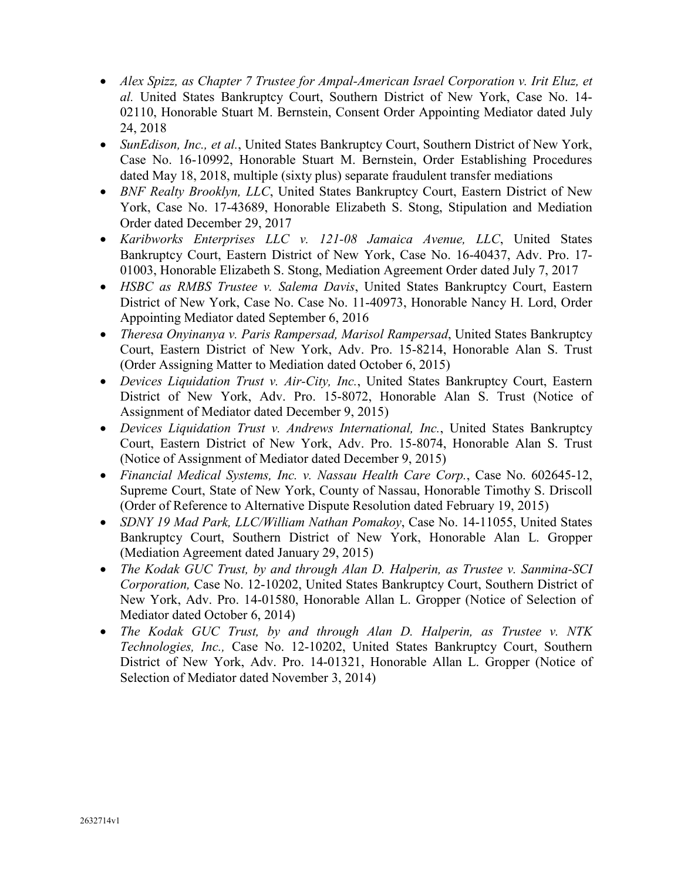- *Alex Spizz, as Chapter 7 Trustee for Ampal-American Israel Corporation v. Irit Eluz, et al.* United States Bankruptcy Court, Southern District of New York, Case No. 14-02110, Honorable Stuart M. Bernstein, Consent Order Appointing Mediator dated July 24, 2018
- *SunEdison, Inc., et al.*, United States Bankruptcy Court, Southern District of New York, Case No. 16-10992, Honorable Stuart M. Bernstein, Order Establishing Procedures dated May 18, 2018, multiple (sixty plus) separate fraudulent transfer mediations
- *BNF Realty Brooklyn, LLC*, United States Bankruptcy Court, Eastern District of New York, Case No. 17-43689, Honorable Elizabeth S. Stong, Stipulation and Mediation Order dated December 29, 2017
- *Karibworks Enterprises LLC v. 121-08 Jamaica Avenue, LLC*, United States Bankruptcy Court, Eastern District of New York, Case No. 16-40437, Adv. Pro. 17-01003, Honorable Elizabeth S. Stong, Mediation Agreement Order dated July 7, 2017
- *HSBC as RMBS Trustee v. Salema Davis*, United States Bankruptcy Court, Eastern District of New York, Case No. Case No. 11-40973, Honorable Nancy H. Lord, Order Appointing Mediator dated September 6, 2016
- *Theresa Onyinanya v. Paris Rampersad, Marisol Rampersad*, United States Bankruptcy Court, Eastern District of New York, Adv. Pro. 15-8214, Honorable Alan S. Trust (Order Assigning Matter to Mediation dated October 6, 2015)
- *Devices Liquidation Trust v. Air-City, Inc.*, United States Bankruptcy Court, Eastern District of New York, Adv. Pro. 15-8072, Honorable Alan S. Trust (Notice of Assignment of Mediator dated December 9, 2015)
- *Devices Liquidation Trust v. Andrews International, Inc.*, United States Bankruptcy Court, Eastern District of New York, Adv. Pro. 15-8074, Honorable Alan S. Trust (Notice of Assignment of Mediator dated December 9, 2015)
- *Financial Medical Systems, Inc. v. Nassau Health Care Corp.*, Case No. 602645-12, Supreme Court, State of New York, County of Nassau, Honorable Timothy S. Driscoll (Order of Reference to Alternative Dispute Resolution dated February 19, 2015)
- *SDNY 19 Mad Park, LLC/William Nathan Pomakoy*, Case No. 14-11055, United States Bankruptcy Court, Southern District of New York, Honorable Alan L. Gropper (Mediation Agreement dated January 29, 2015)
- *The Kodak GUC Trust, by and through Alan D. Halperin, as Trustee v. Sanmina-SCI Corporation,* Case No. 12-10202, United States Bankruptcy Court, Southern District of New York, Adv. Pro. 14-01580, Honorable Allan L. Gropper (Notice of Selection of Mediator dated October 6, 2014)
- *The Kodak GUC Trust, by and through Alan D. Halperin, as Trustee v. NTK Technologies, Inc.,* Case No. 12-10202, United States Bankruptcy Court, Southern District of New York, Adv. Pro. 14-01321, Honorable Allan L. Gropper (Notice of Selection of Mediator dated November 3, 2014)

2632714v1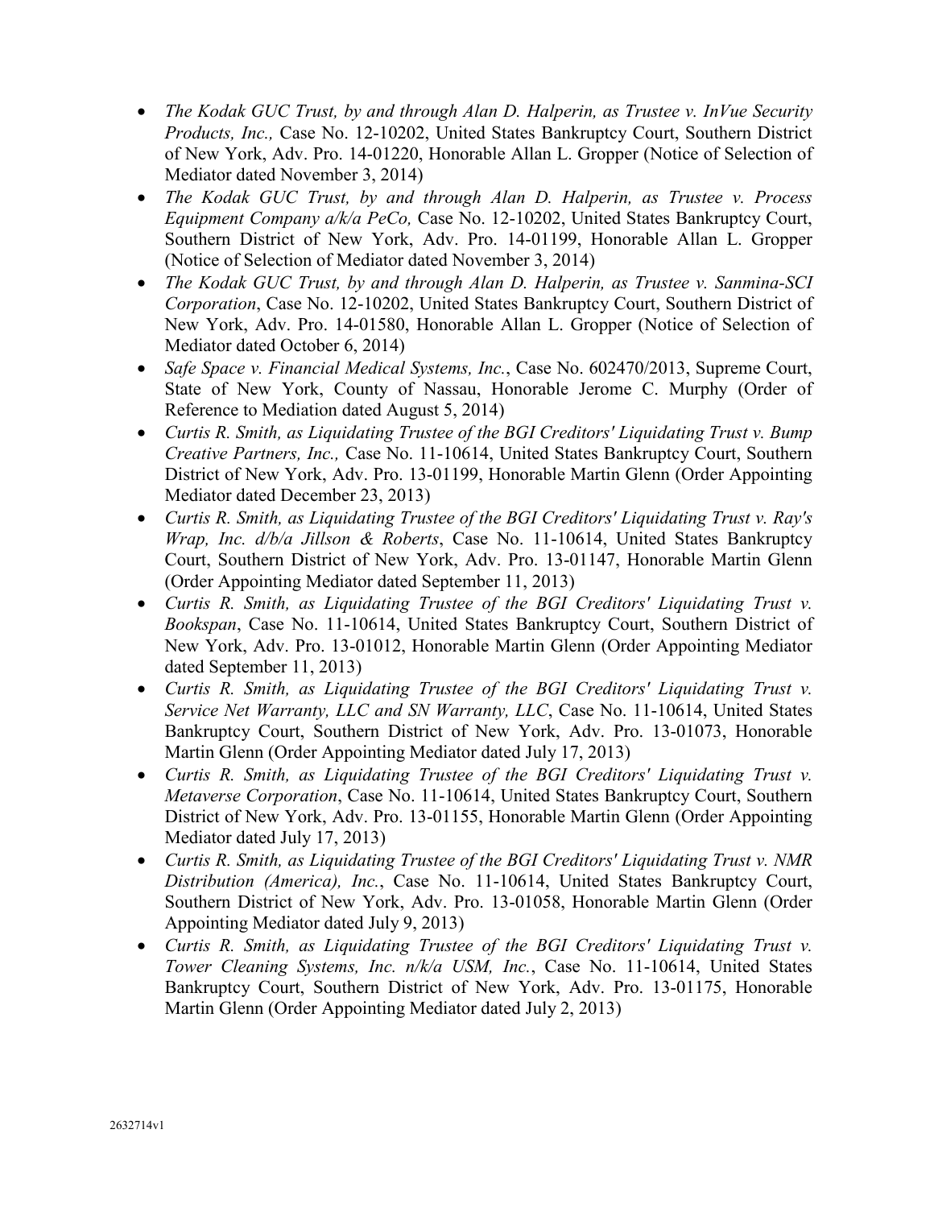- *The Kodak GUC Trust, by and through Alan D. Halperin, as Trustee v. InVue Security Products, Inc.,* Case No. 12-10202, United States Bankruptcy Court, Southern District of New York, Adv. Pro. 14-01220, Honorable Allan L. Gropper (Notice of Selection of Mediator dated November 3, 2014)
- *The Kodak GUC Trust, by and through Alan D. Halperin, as Trustee v. Process Equipment Company a/k/a PeCo,* Case No. 12-10202, United States Bankruptcy Court, Southern District of New York, Adv. Pro. 14-01199, Honorable Allan L. Gropper (Notice of Selection of Mediator dated November 3, 2014)
- *The Kodak GUC Trust, by and through Alan D. Halperin, as Trustee v. Sanmina-SCI Corporation*, Case No. 12-10202, United States Bankruptcy Court, Southern District of New York, Adv. Pro. 14-01580, Honorable Allan L. Gropper (Notice of Selection of Mediator dated October 6, 2014)
- *Safe Space v. Financial Medical Systems, Inc.*, Case No. 602470/2013, Supreme Court, State of New York, County of Nassau, Honorable Jerome C. Murphy (Order of Reference to Mediation dated August 5, 2014)
- *Curtis R. Smith, as Liquidating Trustee of the BGI Creditors' Liquidating Trust v. Bump Creative Partners, Inc.,* Case No. 11-10614, United States Bankruptcy Court, Southern District of New York, Adv. Pro. 13-01199, Honorable Martin Glenn (Order Appointing Mediator dated December 23, 2013)
- *Curtis R. Smith, as Liquidating Trustee of the BGI Creditors' Liquidating Trust v. Ray's Wrap, Inc. d/b/a Jillson & Roberts*, Case No. 11-10614, United States Bankruptcy Court, Southern District of New York, Adv. Pro. 13-01147, Honorable Martin Glenn (Order Appointing Mediator dated September 11, 2013)
- *Curtis R. Smith, as Liquidating Trustee of the BGI Creditors' Liquidating Trust v. Bookspan*, Case No. 11-10614, United States Bankruptcy Court, Southern District of New York, Adv. Pro. 13-01012, Honorable Martin Glenn (Order Appointing Mediator dated September 11, 2013)
- *Curtis R. Smith, as Liquidating Trustee of the BGI Creditors' Liquidating Trust v. Service Net Warranty, LLC and SN Warranty, LLC*, Case No. 11-10614, United States Bankruptcy Court, Southern District of New York, Adv. Pro. 13-01073, Honorable Martin Glenn (Order Appointing Mediator dated July 17, 2013)
- *Curtis R. Smith, as Liquidating Trustee of the BGI Creditors' Liquidating Trust v. Metaverse Corporation*, Case No. 11-10614, United States Bankruptcy Court, Southern District of New York, Adv. Pro. 13-01155, Honorable Martin Glenn (Order Appointing Mediator dated July 17, 2013)
- *Curtis R. Smith, as Liquidating Trustee of the BGI Creditors' Liquidating Trust v. NMR Distribution (America), Inc.*, Case No. 11-10614, United States Bankruptcy Court, Southern District of New York, Adv. Pro. 13-01058, Honorable Martin Glenn (Order Appointing Mediator dated July 9, 2013)
- *Curtis R. Smith, as Liquidating Trustee of the BGI Creditors' Liquidating Trust v. Tower Cleaning Systems, Inc. n/k/a USM, Inc.*, Case No. 11-10614, United States Bankruptcy Court, Southern District of New York, Adv. Pro. 13-01175, Honorable Martin Glenn (Order Appointing Mediator dated July 2, 2013)

2632714v1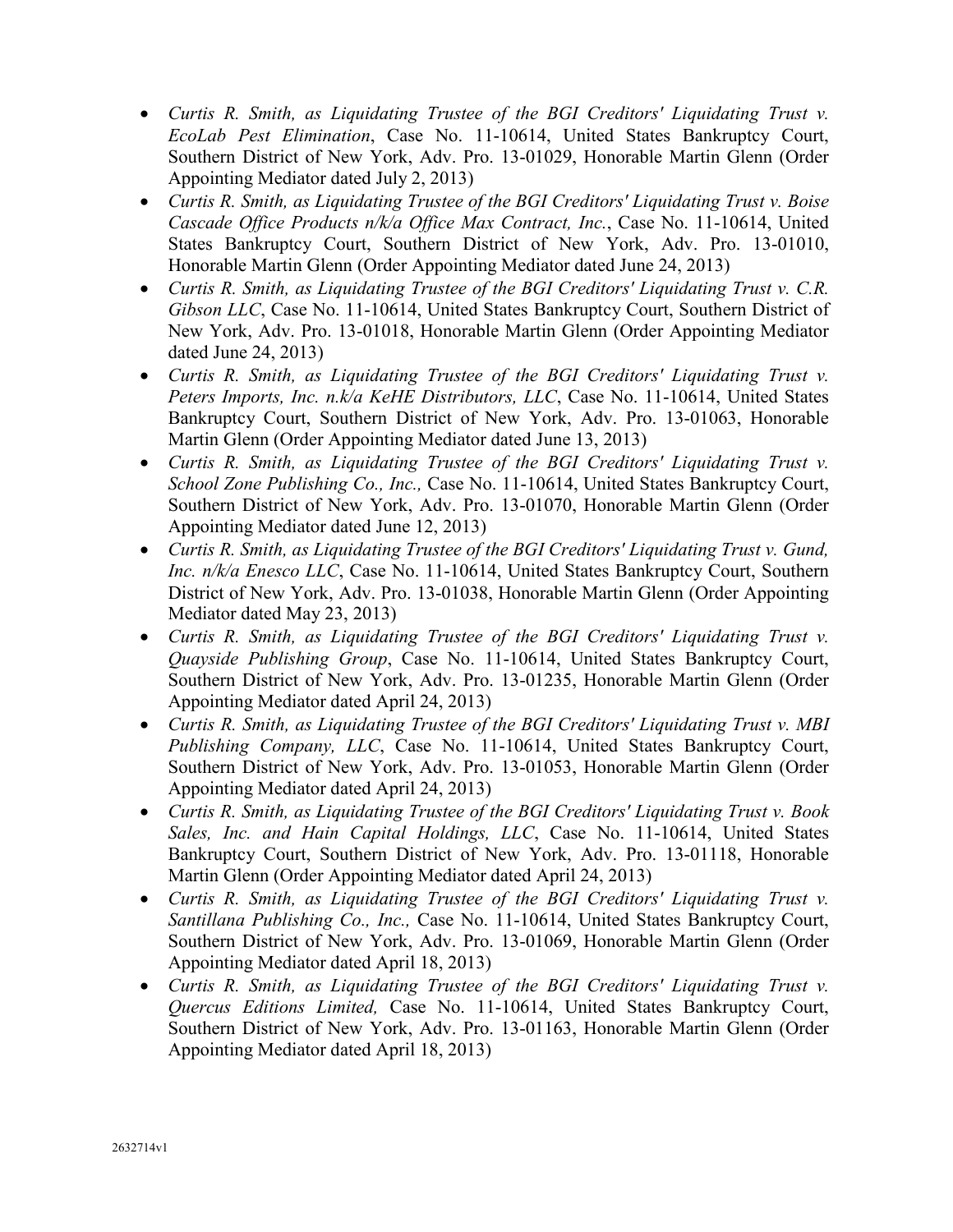- *Curtis R. Smith, as Liquidating Trustee of the BGI Creditors' Liquidating Trust v. EcoLab Pest Elimination*, Case No. 11-10614, United States Bankruptcy Court, Southern District of New York, Adv. Pro. 13-01029, Honorable Martin Glenn (Order Appointing Mediator dated July 2, 2013)
- *Curtis R. Smith, as Liquidating Trustee of the BGI Creditors' Liquidating Trust v. Boise Cascade Office Products n/k/a Office Max Contract, Inc.*, Case No. 11-10614, United States Bankruptcy Court, Southern District of New York, Adv. Pro. 13-01010, Honorable Martin Glenn (Order Appointing Mediator dated June 24, 2013)
- *Curtis R. Smith, as Liquidating Trustee of the BGI Creditors' Liquidating Trust v. C.R. Gibson LLC*, Case No. 11-10614, United States Bankruptcy Court, Southern District of New York, Adv. Pro. 13-01018, Honorable Martin Glenn (Order Appointing Mediator dated June 24, 2013)
- *Curtis R. Smith, as Liquidating Trustee of the BGI Creditors' Liquidating Trust v. Peters Imports, Inc. n.k/a KeHE Distributors, LLC*, Case No. 11-10614, United States Bankruptcy Court, Southern District of New York, Adv. Pro. 13-01063, Honorable Martin Glenn (Order Appointing Mediator dated June 13, 2013)
- *Curtis R. Smith, as Liquidating Trustee of the BGI Creditors' Liquidating Trust v. School Zone Publishing Co., Inc.,* Case No. 11-10614, United States Bankruptcy Court, Southern District of New York, Adv. Pro. 13-01070, Honorable Martin Glenn (Order Appointing Mediator dated June 12, 2013)
- *Curtis R. Smith, as Liquidating Trustee of the BGI Creditors' Liquidating Trust v. Gund, Inc. n/k/a Enesco LLC*, Case No. 11-10614, United States Bankruptcy Court, Southern District of New York, Adv. Pro. 13-01038, Honorable Martin Glenn (Order Appointing Mediator dated May 23, 2013)
- *Curtis R. Smith, as Liquidating Trustee of the BGI Creditors' Liquidating Trust v. Quayside Publishing Group*, Case No. 11-10614, United States Bankruptcy Court, Southern District of New York, Adv. Pro. 13-01235, Honorable Martin Glenn (Order Appointing Mediator dated April 24, 2013)
- *Curtis R. Smith, as Liquidating Trustee of the BGI Creditors' Liquidating Trust v. MBI Publishing Company, LLC*, Case No. 11-10614, United States Bankruptcy Court, Southern District of New York, Adv. Pro. 13-01053, Honorable Martin Glenn (Order Appointing Mediator dated April 24, 2013)
- *Curtis R. Smith, as Liquidating Trustee of the BGI Creditors' Liquidating Trust v. Book Sales, Inc. and Hain Capital Holdings, LLC*, Case No. 11-10614, United States Bankruptcy Court, Southern District of New York, Adv. Pro. 13-01118, Honorable Martin Glenn (Order Appointing Mediator dated April 24, 2013)
- *Curtis R. Smith, as Liquidating Trustee of the BGI Creditors' Liquidating Trust v. Santillana Publishing Co., Inc.,* Case No. 11-10614, United States Bankruptcy Court, Southern District of New York, Adv. Pro. 13-01069, Honorable Martin Glenn (Order Appointing Mediator dated April 18, 2013)
- *Curtis R. Smith, as Liquidating Trustee of the BGI Creditors' Liquidating Trust v. Quercus Editions Limited,* Case No. 11-10614, United States Bankruptcy Court, Southern District of New York, Adv. Pro. 13-01163, Honorable Martin Glenn (Order Appointing Mediator dated April 18, 2013)

2632714v1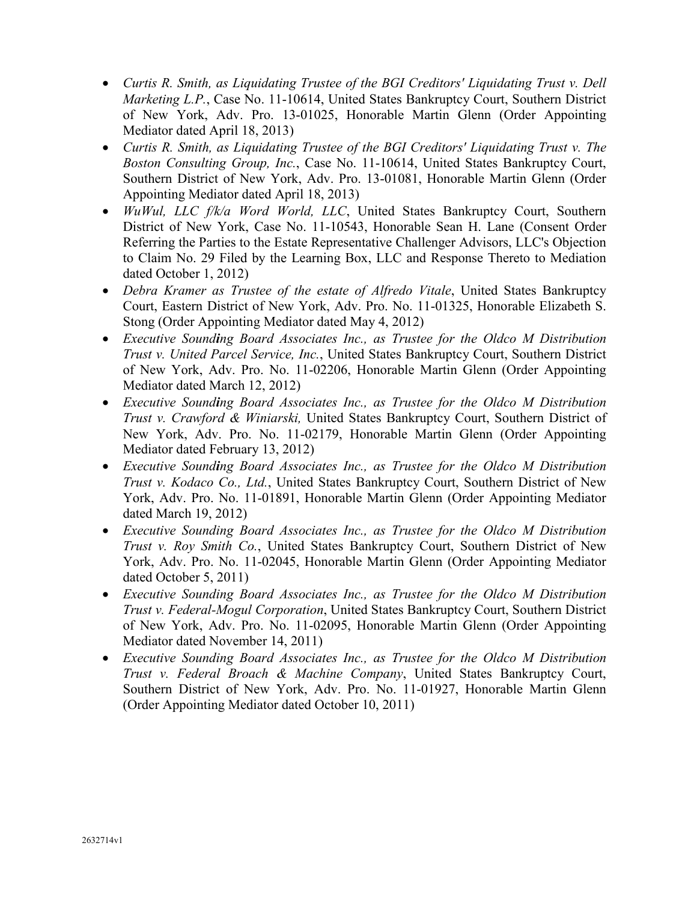- *Curtis R. Smith, as Liquidating Trustee of the BGI Creditors' Liquidating Trust v. Dell Marketing L.P.*, Case No. 11-10614, United States Bankruptcy Court, Southern District of New York, Adv. Pro. 13-01025, Honorable Martin Glenn (Order Appointing Mediator dated April 18, 2013)
- *Curtis R. Smith, as Liquidating Trustee of the BGI Creditors' Liquidating Trust v. The Boston Consulting Group, Inc.*, Case No. 11-10614, United States Bankruptcy Court, Southern District of New York, Adv. Pro. 13-01081, Honorable Martin Glenn (Order Appointing Mediator dated April 18, 2013)
- *WuWul, LLC f/k/a Word World, LLC*, United States Bankruptcy Court, Southern District of New York, Case No. 11-10543, Honorable Sean H. Lane (Consent Order Referring the Parties to the Estate Representative Challenger Advisors, LLC's Objection to Claim No. 29 Filed by the Learning Box, LLC and Response Thereto to Mediation dated October 1, 2012)
- *Debra Kramer as Trustee of the estate of Alfredo Vitale*, United States Bankruptcy Court, Eastern District of New York, Adv. Pro. No. 11-01325, Honorable Elizabeth S. Stong (Order Appointing Mediator dated May 4, 2012)
- *Executive Sounding Board Associates Inc., as Trustee for the Oldco M Distribution Trust v. United Parcel Service, Inc.*, United States Bankruptcy Court, Southern District of New York, Adv. Pro. No. 11-02206, Honorable Martin Glenn (Order Appointing Mediator dated March 12, 2012)
- *Executive Sounding Board Associates Inc., as Trustee for the Oldco M Distribution Trust v. Crawford & Winiarski,* United States Bankruptcy Court, Southern District of New York, Adv. Pro. No. 11-02179, Honorable Martin Glenn (Order Appointing Mediator dated February 13, 2012)
- *Executive Sounding Board Associates Inc., as Trustee for the Oldco M Distribution Trust v. Kodaco Co., Ltd.*, United States Bankruptcy Court, Southern District of New York, Adv. Pro. No. 11-01891, Honorable Martin Glenn (Order Appointing Mediator dated March 19, 2012)
- *Executive Sounding Board Associates Inc., as Trustee for the Oldco M Distribution Trust v. Roy Smith Co.*, United States Bankruptcy Court, Southern District of New York, Adv. Pro. No. 11-02045, Honorable Martin Glenn (Order Appointing Mediator dated October 5, 2011)
- *Executive Sounding Board Associates Inc., as Trustee for the Oldco M Distribution Trust v. Federal-Mogul Corporation*, United States Bankruptcy Court, Southern District of New York, Adv. Pro. No. 11-02095, Honorable Martin Glenn (Order Appointing Mediator dated November 14, 2011)
- *Executive Sounding Board Associates Inc., as Trustee for the Oldco M Distribution Trust v. Federal Broach & Machine Company*, United States Bankruptcy Court, Southern District of New York, Adv. Pro. No. 11-01927, Honorable Martin Glenn (Order Appointing Mediator dated October 10, 2011)

2632714v1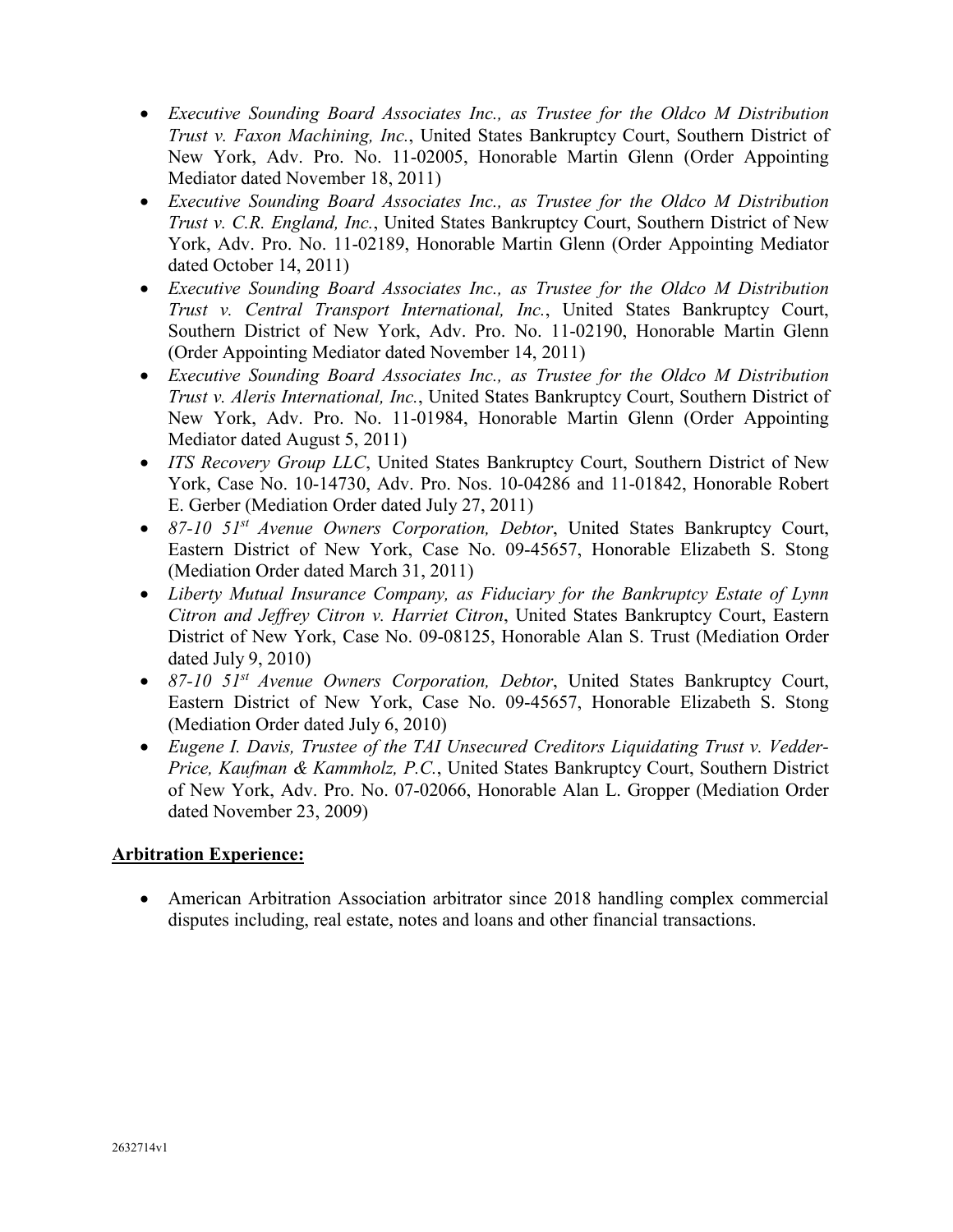- *Executive Sounding Board Associates Inc., as Trustee for the Oldco M Distribution Trust v. Faxon Machining, Inc.*, United States Bankruptcy Court, Southern District of New York, Adv. Pro. No. 11-02005, Honorable Martin Glenn (Order Appointing Mediator dated November 18, 2011)
- *Executive Sounding Board Associates Inc., as Trustee for the Oldco M Distribution Trust v. C.R. England, Inc.*, United States Bankruptcy Court, Southern District of New York, Adv. Pro. No. 11-02189, Honorable Martin Glenn (Order Appointing Mediator dated October 14, 2011)
- *Executive Sounding Board Associates Inc., as Trustee for the Oldco M Distribution Trust v. Central Transport International, Inc.*, United States Bankruptcy Court, Southern District of New York, Adv. Pro. No. 11-02190, Honorable Martin Glenn (Order Appointing Mediator dated November 14, 2011)
- *Executive Sounding Board Associates Inc., as Trustee for the Oldco M Distribution Trust v. Aleris International, Inc.*, United States Bankruptcy Court, Southern District of New York, Adv. Pro. No. 11-01984, Honorable Martin Glenn (Order Appointing Mediator dated August 5, 2011)
- *ITS Recovery Group LLC*, United States Bankruptcy Court, Southern District of New York, Case No. 10-14730, Adv. Pro. Nos. 10-04286 and 11-01842, Honorable Robert E. Gerber (Mediation Order dated July 27, 2011)
- *87-10 51st Avenue Owners Corporation, Debtor*, United States Bankruptcy Court, Eastern District of New York, Case No. 09-45657, Honorable Elizabeth S. Stong (Mediation Order dated March 31, 2011)
- *Liberty Mutual Insurance Company, as Fiduciary for the Bankruptcy Estate of Lynn Citron and Jeffrey Citron v. Harriet Citron*, United States Bankruptcy Court, Eastern District of New York, Case No. 09-08125, Honorable Alan S. Trust (Mediation Order dated July 9, 2010)
- *87-10 51st Avenue Owners Corporation, Debtor*, United States Bankruptcy Court, Eastern District of New York, Case No. 09-45657, Honorable Elizabeth S. Stong (Mediation Order dated July 6, 2010)
- *Eugene I. Davis, Trustee of the TAI Unsecured Creditors Liquidating Trust v. Vedder-Price, Kaufman & Kammholz, P.C.*, United States Bankruptcy Court, Southern District of New York, Adv. Pro. No. 07-02066, Honorable Alan L. Gropper (Mediation Order dated November 23, 2009)

**Arbitration Experience:**

- American Arbitration Association arbitrator since 2018 handling complex commercial disputes including, real estate, notes and loans and other financial transactions.

2632714v1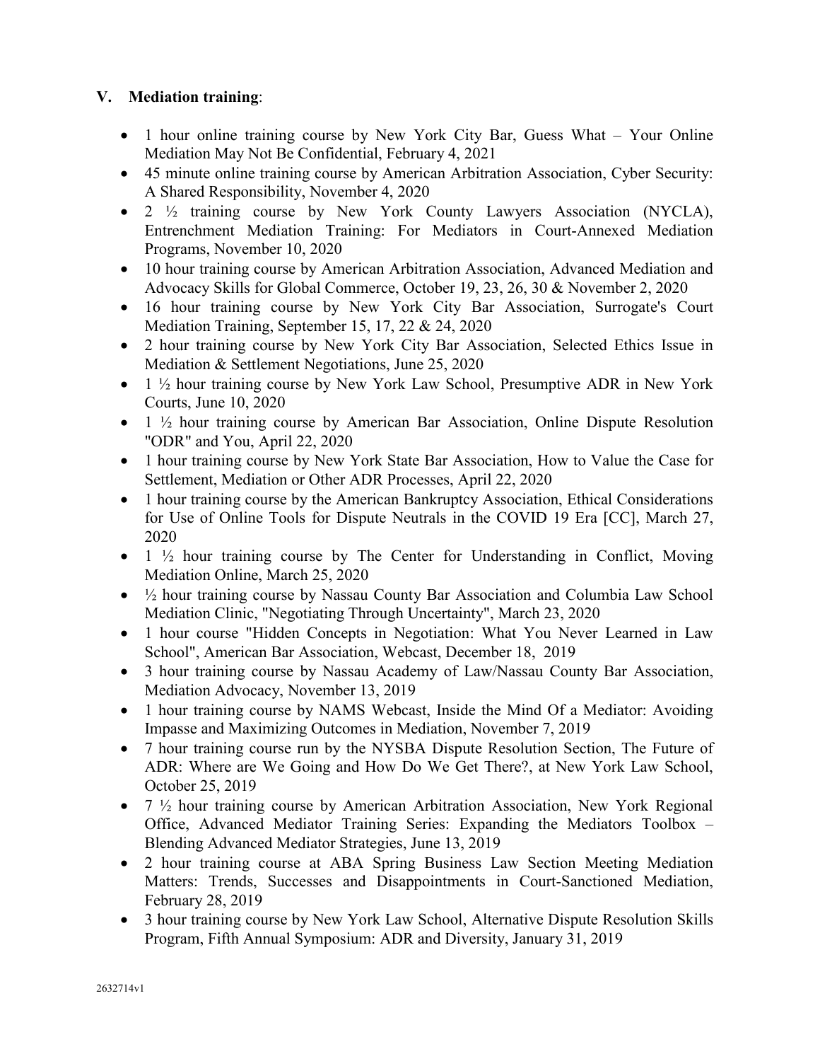## V. Mediation training:

- 1 hour online training course by New York City Bar, Guess What – Your Online Mediation May Not Be Confidential, February 4, 2021
- 45 minute online training course by American Arbitration Association, Cyber Security: A Shared Responsibility, November 4, 2020
- 2 ½ training course by New York County Lawyers Association (NYCLA), Entrenchment Mediation Training: For Mediators in Court-Annexed Mediation Programs, November 10, 2020
- 10 hour training course by American Arbitration Association, Advanced Mediation and Advocacy Skills for Global Commerce, October 19, 23, 26, 30 & November 2, 2020
- 16 hour training course by New York City Bar Association, Surrogate's Court Mediation Training, September 15, 17, 22 & 24, 2020
- 2 hour training course by New York City Bar Association, Selected Ethics Issue in Mediation & Settlement Negotiations, June 25, 2020
- 1 ½ hour training course by New York Law School, Presumptive ADR in New York Courts, June 10, 2020
- 1 ½ hour training course by American Bar Association, Online Dispute Resolution "ODR" and You, April 22, 2020
- 1 hour training course by New York State Bar Association, How to Value the Case for Settlement, Mediation or Other ADR Processes, April 22, 2020
- 1 hour training course by the American Bankruptcy Association, Ethical Considerations for Use of Online Tools for Dispute Neutrals in the COVID 19 Era [CC], March 27, 2020
- 1 ½ hour training course by The Center for Understanding in Conflict, Moving Mediation Online, March 25, 2020
- ½ hour training course by Nassau County Bar Association and Columbia Law School Mediation Clinic, "Negotiating Through Uncertainty", March 23, 2020
- 1 hour course "Hidden Concepts in Negotiation: What You Never Learned in Law School", American Bar Association, Webcast, December 18, 2019
- 3 hour training course by Nassau Academy of Law/Nassau County Bar Association, Mediation Advocacy, November 13, 2019
- 1 hour training course by NAMS Webcast, Inside the Mind Of a Mediator: Avoiding Impasse and Maximizing Outcomes in Mediation, November 7, 2019
- 7 hour training course run by the NYSBA Dispute Resolution Section, The Future of ADR: Where are We Going and How Do We Get There?, at New York Law School, October 25, 2019
- 7 ½ hour training course by American Arbitration Association, New York Regional Office, Advanced Mediator Training Series: Expanding the Mediators Toolbox – Blending Advanced Mediator Strategies, June 13, 2019
- 2 hour training course at ABA Spring Business Law Section Meeting Mediation Matters: Trends, Successes and Disappointments in Court-Sanctioned Mediation, February 28, 2019
- 3 hour training course by New York Law School, Alternative Dispute Resolution Skills Program, Fifth Annual Symposium: ADR and Diversity, January 31, 2019

2632714v1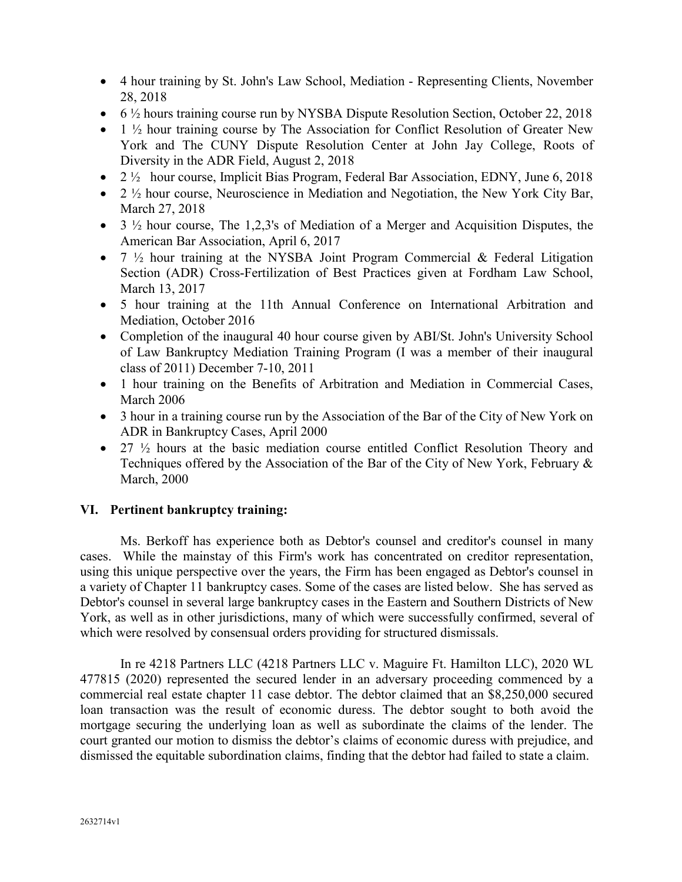- 4 hour training by St. John's Law School, Mediation - Representing Clients, November 28, 2018
- 6 ½ hours training course run by NYSBA Dispute Resolution Section, October 22, 2018
- 1 ½ hour training course by The Association for Conflict Resolution of Greater New York and The CUNY Dispute Resolution Center at John Jay College, Roots of Diversity in the ADR Field, August 2, 2018
- 2 ½ hour course, Implicit Bias Program, Federal Bar Association, EDNY, June 6, 2018
- 2 ½ hour course, Neuroscience in Mediation and Negotiation, the New York City Bar, March 27, 2018
- 3 ½ hour course, The 1,2,3's of Mediation of a Merger and Acquisition Disputes, the American Bar Association, April 6, 2017
- 7 ½ hour training at the NYSBA Joint Program Commercial & Federal Litigation Section (ADR) Cross-Fertilization of Best Practices given at Fordham Law School, March 13, 2017
- 5 hour training at the 11th Annual Conference on International Arbitration and Mediation, October 2016
- Completion of the inaugural 40 hour course given by ABI/St. John's University School of Law Bankruptcy Mediation Training Program (I was a member of their inaugural class of 2011) December 7-10, 2011
- 1 hour training on the Benefits of Arbitration and Mediation in Commercial Cases, March 2006
- 3 hour in a training course run by the Association of the Bar of the City of New York on ADR in Bankruptcy Cases, April 2000
- 27 ½ hours at the basic mediation course entitled Conflict Resolution Theory and Techniques offered by the Association of the Bar of the City of New York, February & March, 2000

## VI. Pertinent bankruptcy training:

Ms. Berkoff has experience both as Debtor's counsel and creditor's counsel in many cases. While the mainstay of this Firm's work has concentrated on creditor representation, using this unique perspective over the years, the Firm has been engaged as Debtor's counsel in a variety of Chapter 11 bankruptcy cases. Some of the cases are listed below. She has served as Debtor's counsel in several large bankruptcy cases in the Eastern and Southern Districts of New York, as well as in other jurisdictions, many of which were successfully confirmed, several of which were resolved by consensual orders providing for structured dismissals.

In re 4218 Partners LLC (4218 Partners LLC v. Maguire Ft. Hamilton LLC), 2020 WL 477815 (2020) represented the secured lender in an adversary proceeding commenced by a commercial real estate chapter 11 case debtor. The debtor claimed that an $8,250,000 secured loan transaction was the result of economic duress. The debtor sought to both avoid the mortgage securing the underlying loan as well as subordinate the claims of the lender. The court granted our motion to dismiss the debtor's claims of economic duress with prejudice, and dismissed the equitable subordination claims, finding that the debtor had failed to state a claim.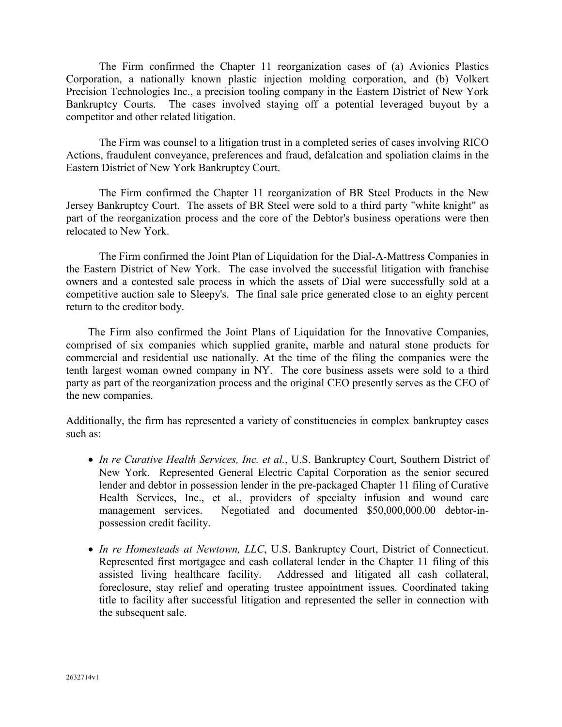The Firm confirmed the Chapter 11 reorganization cases of (a) Avionics Plastics Corporation, a nationally known plastic injection molding corporation, and (b) Volkert Precision Technologies Inc., a precision tooling company in the Eastern District of New York Bankruptcy Courts. The cases involved staying off a potential leveraged buyout by a competitor and other related litigation.

The Firm was counsel to a litigation trust in a completed series of cases involving RICO Actions, fraudulent conveyance, preferences and fraud, defalcation and spoliation claims in the Eastern District of New York Bankruptcy Court.

The Firm confirmed the Chapter 11 reorganization of BR Steel Products in the New Jersey Bankruptcy Court. The assets of BR Steel were sold to a third party "white knight" as part of the reorganization process and the core of the Debtor's business operations were then relocated to New York.

The Firm confirmed the Joint Plan of Liquidation for the Dial-A-Mattress Companies in the Eastern District of New York. The case involved the successful litigation with franchise owners and a contested sale process in which the assets of Dial were successfully sold at a competitive auction sale to Sleepy's. The final sale price generated close to an eighty percent return to the creditor body.

The Firm also confirmed the Joint Plans of Liquidation for the Innovative Companies, comprised of six companies which supplied granite, marble and natural stone products for commercial and residential use nationally. At the time of the filing the companies were the tenth largest woman owned company in NY. The core business assets were sold to a third party as part of the reorganization process and the original CEO presently serves as the CEO of the new companies.

Additionally, the firm has represented a variety of constituencies in complex bankruptcy cases such as:

- *In re Curative Health Services, Inc. et al.*, U.S. Bankruptcy Court, Southern District of New York. Represented General Electric Capital Corporation as the senior secured lender and debtor in possession lender in the pre-packaged Chapter 11 filing of Curative Health Services, Inc., et al., providers of specialty infusion and wound care management services. Negotiated and documented $50,000,000.00 debtor-in-possession credit facility.

- *In re Homesteads at Newtown, LLC*, U.S. Bankruptcy Court, District of Connecticut. Represented first mortgagee and cash collateral lender in the Chapter 11 filing of this assisted living healthcare facility. Addressed and litigated all cash collateral, foreclosure, stay relief and operating trustee appointment issues. Coordinated taking title to facility after successful litigation and represented the seller in connection with the subsequent sale.

2632714v1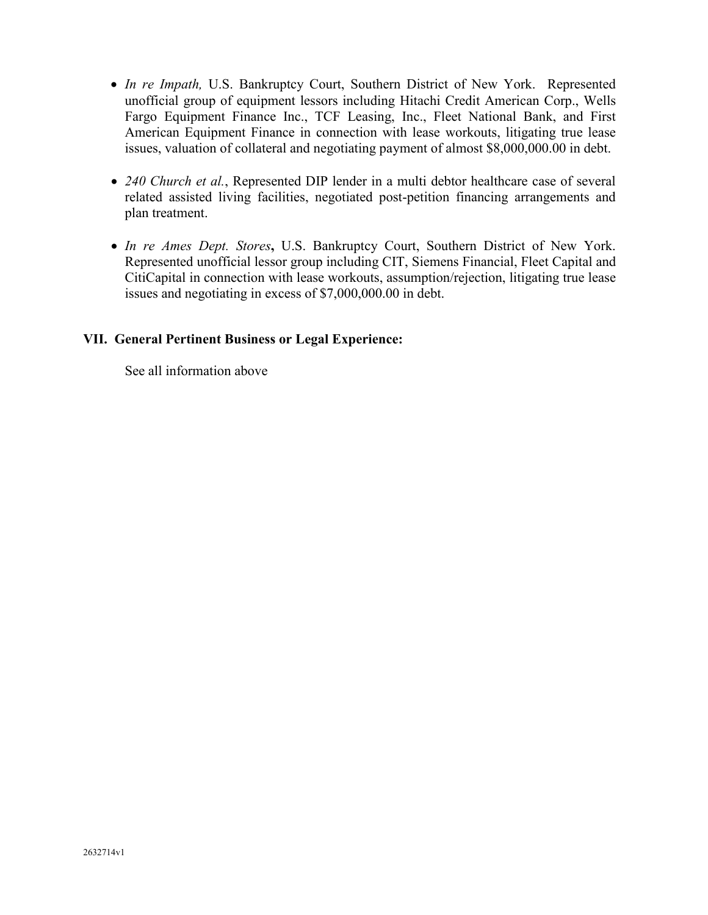- *In re Impath,* U.S. Bankruptcy Court, Southern District of New York. Represented unofficial group of equipment lessors including Hitachi Credit American Corp., Wells Fargo Equipment Finance Inc., TCF Leasing, Inc., Fleet National Bank, and First American Equipment Finance in connection with lease workouts, litigating true lease issues, valuation of collateral and negotiating payment of almost $8,000,000.00 in debt.

- *240 Church et al.*, Represented DIP lender in a multi debtor healthcare case of several related assisted living facilities, negotiated post-petition financing arrangements and plan treatment.

- *In re Ames Dept. Stores***,** U.S. Bankruptcy Court, Southern District of New York. Represented unofficial lessor group including CIT, Siemens Financial, Fleet Capital and CitiCapital in connection with lease workouts, assumption/rejection, litigating true lease issues and negotiating in excess of $7,000,000.00 in debt.

## VII. General Pertinent Business or Legal Experience:

See all information above

2632714v1